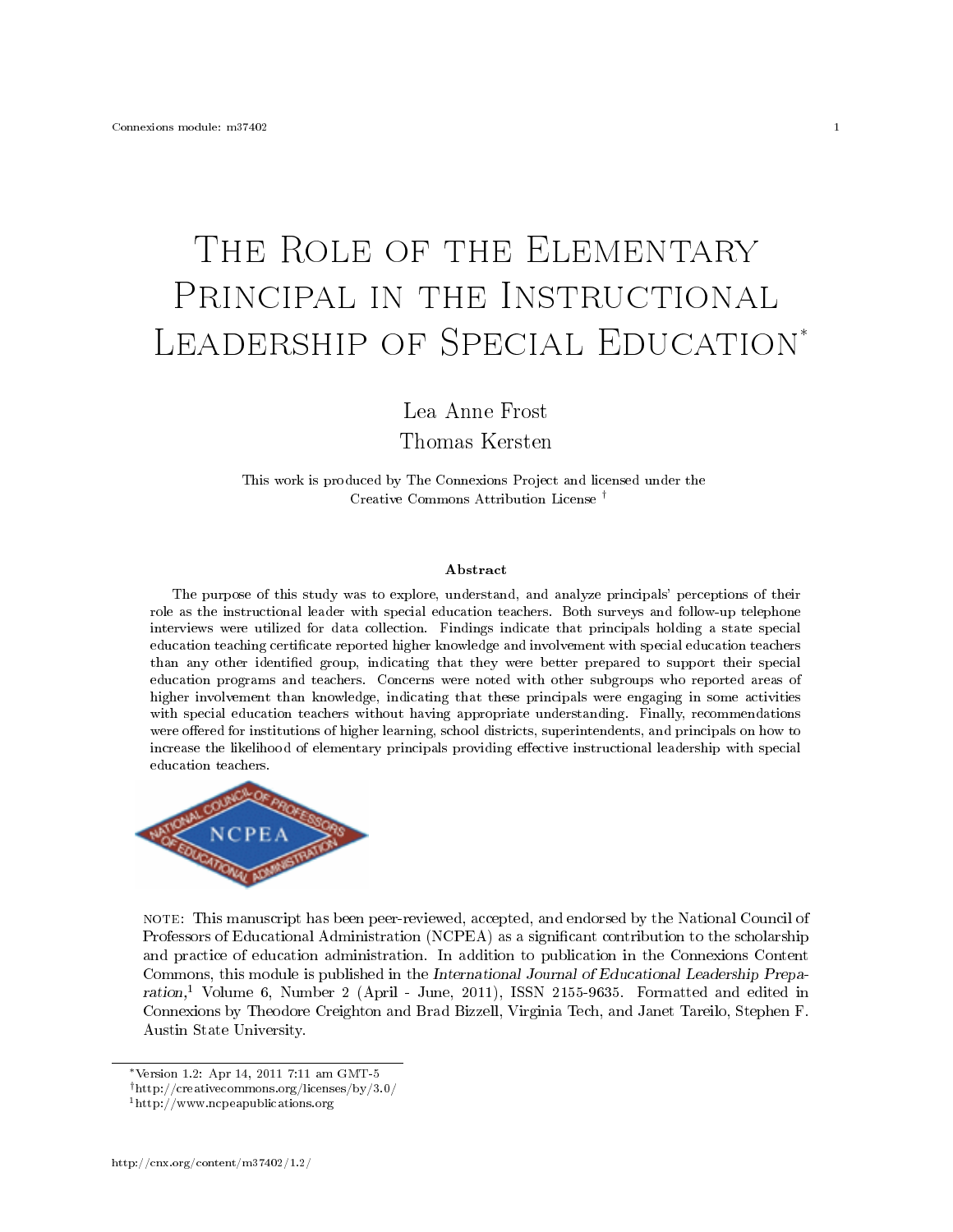# The Role of the Elementary Principal in the Instructional Leadership of Special Education*

Lea Anne Frost

Thomas Kersten

This work is produced by The Connexions Project and licensed under the Creative Commons Attribution License †

**Abstract**

The purpose of this study was to explore, understand, and analyze principals' perceptions of their role as the instructional leader with special education teachers. Both surveys and follow-up telephone interviews were utilized for data collection. Findings indicate that principals holding a state special education teaching certificate reported higher knowledge and involvement with special education teachers than any other identified group, indicating that they were better prepared to support their special education programs and teachers. Concerns were noted with other subgroups who reported areas of higher involvement than knowledge, indicating that these principals were engaging in some activities with special education teachers without having appropriate understanding. Finally, recommendations were offered for institutions of higher learning, school districts, superintendents, and principals on how to increase the likelihood of elementary principals providing effective instructional leadership with special education teachers.

NOTE: This manuscript has been peer-reviewed, accepted, and endorsed by the National Council of Professors of Educational Administration (NCPEA) as a significant contribution to the scholarship and practice of education administration. In addition to publication in the Connexions Content Commons, this module is published in the *International Journal of Educational Leadership Preparation*,[1] Volume 6, Number 2 (April - June, 2011), ISSN 2155-9635. Formatted and edited in Connexions by Theodore Creighton and Brad Bizzell, Virginia Tech, and Janet Tareilo, Stephen F. Austin State University.

---

*Version 1.2: Apr 14, 2011 7:11 am GMT-5

†http://creativecommons.org/licenses/by/3.0/

[1] http://www.ncpeapublications.org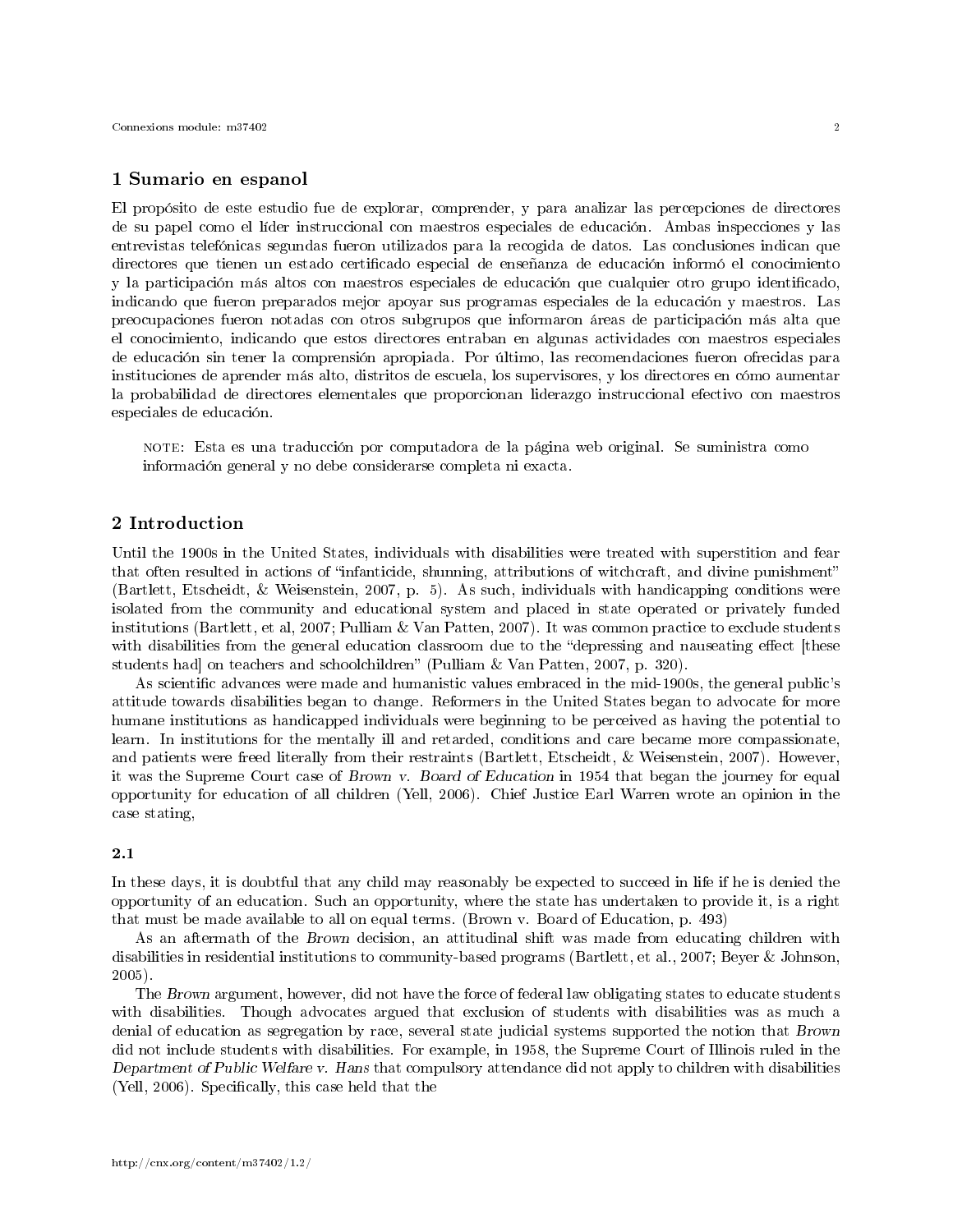## 1 Sumario en espanol

El propósito de este estudio fue de explorar, comprender, y para analizar las percepciones de directores de su papel como el líder instruccional con maestros especiales de educación. Ambas inspecciones y las entrevistas telefónicas segundas fueron utilizados para la recogida de datos. Las conclusiones indican que directores que tienen un estado certificado especial de enseñanza de educación informó el conocimiento y la participación más altos con maestros especiales de educación que cualquier otro grupo identificado, indicando que fueron preparados mejor apoyar sus programas especiales de la educación y maestros. Las preocupaciones fueron notadas con otros subgrupos que informaron áreas de participación más alta que el conocimiento, indicando que estos directores entraban en algunas actividades con maestros especiales de educación sin tener la comprensión apropiada. Por último, las recomendaciones fueron ofrecidas para instituciones de aprender más alto, distritos de escuela, los supervisores, y los directores en cómo aumentar la probabilidad de directores elementales que proporcionan liderazgo instruccional efectivo con maestros especiales de educación.

> NOTE: Esta es una traducción por computadora de la página web original. Se suministra como información general y no debe considerarse completa ni exacta.

## 2 Introduction

Until the 1900s in the United States, individuals with disabilities were treated with superstition and fear that often resulted in actions of "infanticide, shunning, attributions of witchcraft, and divine punishment" (Bartlett, Etscheidt, & Weisenstein, 2007, p. 5). As such, individuals with handicapping conditions were isolated from the community and educational system and placed in state operated or privately funded institutions (Bartlett, et al, 2007; Pulliam & Van Patten, 2007). It was common practice to exclude students with disabilities from the general education classroom due to the "depressing and nauseating effect [these students had] on teachers and schoolchildren" (Pulliam & Van Patten, 2007, p. 320).

As scientific advances were made and humanistic values embraced in the mid-1900s, the general public's attitude towards disabilities began to change. Reformers in the United States began to advocate for more humane institutions as handicapped individuals were beginning to be perceived as having the potential to learn. In institutions for the mentally ill and retarded, conditions and care became more compassionate, and patients were freed literally from their restraints (Bartlett, Etscheidt, & Weisenstein, 2007). However, it was the Supreme Court case of *Brown v. Board of Education* in 1954 that began the journey for equal opportunity for education of all children (Yell, 2006). Chief Justice Earl Warren wrote an opinion in the case stating,

### 2.1

In these days, it is doubtful that any child may reasonably be expected to succeed in life if he is denied the opportunity of an education. Such an opportunity, where the state has undertaken to provide it, is a right that must be made available to all on equal terms. (Brown v. Board of Education, p. 493)

As an aftermath of the *Brown* decision, an attitudinal shift was made from educating children with disabilities in residential institutions to community-based programs (Bartlett, et al., 2007; Beyer & Johnson, 2005).

The *Brown* argument, however, did not have the force of federal law obligating states to educate students with disabilities. Though advocates argued that exclusion of students with disabilities was as much a denial of education as segregation by race, several state judicial systems supported the notion that *Brown* did not include students with disabilities. For example, in 1958, the Supreme Court of Illinois ruled in the *Department of Public Welfare v. Hans* that compulsory attendance did not apply to children with disabilities (Yell, 2006). Specifically, this case held that the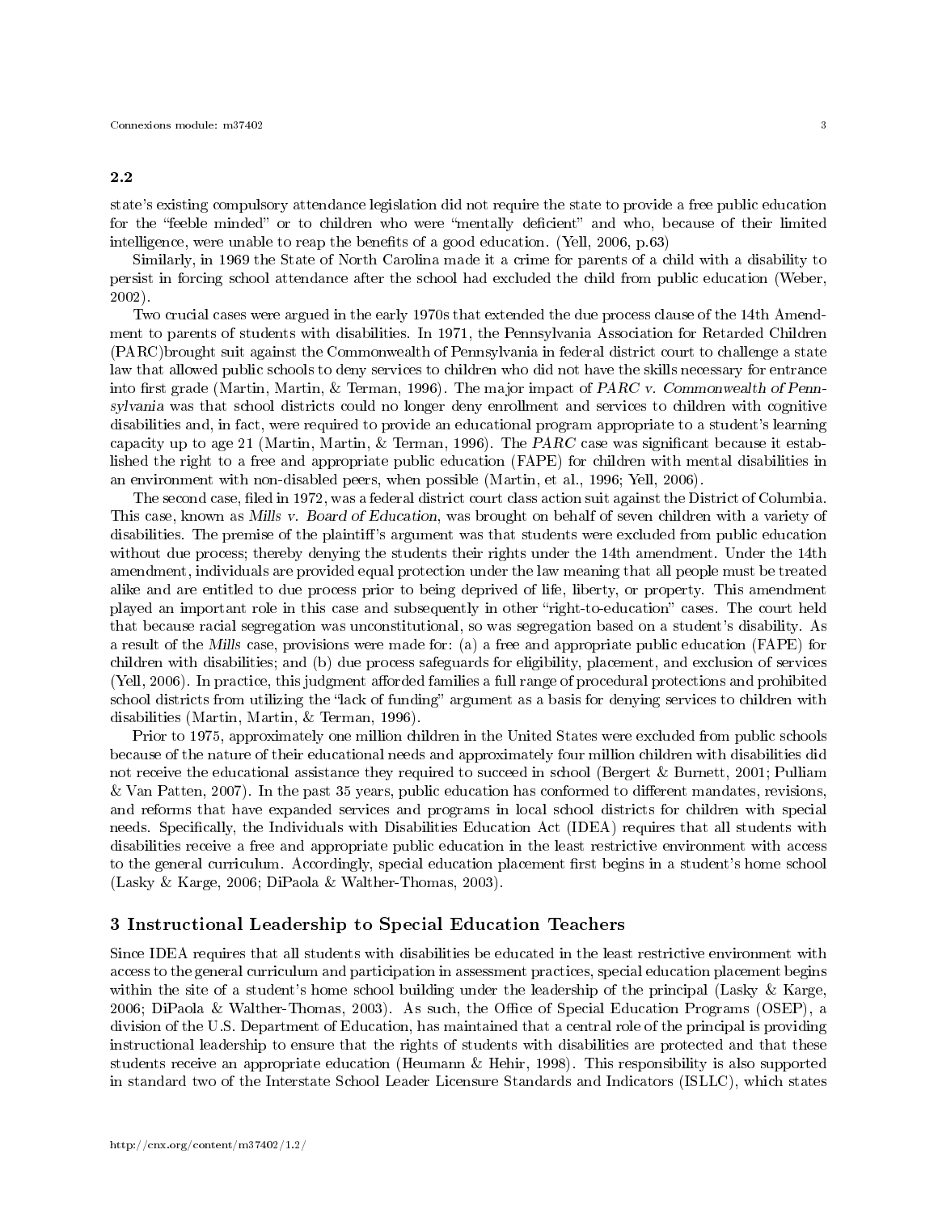## 2.2

state's existing compulsory attendance legislation did not require the state to provide a free public education for the "feeble minded" or to children who were "mentally deficient" and who, because of their limited intelligence, were unable to reap the benefits of a good education. (Yell, 2006, p.63)

Similarly, in 1969 the State of North Carolina made it a crime for parents of a child with a disability to persist in forcing school attendance after the school had excluded the child from public education (Weber, 2002).

Two crucial cases were argued in the early 1970s that extended the due process clause of the 14th Amendment to parents of students with disabilities. In 1971, the Pennsylvania Association for Retarded Children (PARC)brought suit against the Commonwealth of Pennsylvania in federal district court to challenge a state law that allowed public schools to deny services to children who did not have the skills necessary for entrance into first grade (Martin, Martin, & Terman, 1996). The major impact of *PARC v. Commonwealth of Pennsylvania* was that school districts could no longer deny enrollment and services to children with cognitive disabilities and, in fact, were required to provide an educational program appropriate to a student's learning capacity up to age 21 (Martin, Martin, & Terman, 1996). The *PARC* case was significant because it established the right to a free and appropriate public education (FAPE) for children with mental disabilities in an environment with non-disabled peers, when possible (Martin, et al., 1996; Yell, 2006).

The second case, filed in 1972, was a federal district court class action suit against the District of Columbia. This case, known as *Mills v. Board of Education*, was brought on behalf of seven children with a variety of disabilities. The premise of the plaintiff's argument was that students were excluded from public education without due process; thereby denying the students their rights under the 14th amendment. Under the 14th amendment, individuals are provided equal protection under the law meaning that all people must be treated alike and are entitled to due process prior to being deprived of life, liberty, or property. This amendment played an important role in this case and subsequently in other "right-to-education" cases. The court held that because racial segregation was unconstitutional, so was segregation based on a student's disability. As a result of the *Mills* case, provisions were made for: (a) a free and appropriate public education (FAPE) for children with disabilities; and (b) due process safeguards for eligibility, placement, and exclusion of services (Yell, 2006). In practice, this judgment afforded families a full range of procedural protections and prohibited school districts from utilizing the "lack of funding" argument as a basis for denying services to children with disabilities (Martin, Martin, & Terman, 1996).

Prior to 1975, approximately one million children in the United States were excluded from public schools because of the nature of their educational needs and approximately four million children with disabilities did not receive the educational assistance they required to succeed in school (Bergert & Burnett, 2001; Pulliam & Van Patten, 2007). In the past 35 years, public education has conformed to different mandates, revisions, and reforms that have expanded services and programs in local school districts for children with special needs. Specifically, the Individuals with Disabilities Education Act (IDEA) requires that all students with disabilities receive a free and appropriate public education in the least restrictive environment with access to the general curriculum. Accordingly, special education placement first begins in a student's home school (Lasky & Karge, 2006; DiPaola & Walther-Thomas, 2003).

# 3 Instructional Leadership to Special Education Teachers

Since IDEA requires that all students with disabilities be educated in the least restrictive environment with access to the general curriculum and participation in assessment practices, special education placement begins within the site of a student's home school building under the leadership of the principal (Lasky & Karge, 2006; DiPaola & Walther-Thomas, 2003). As such, the Office of Special Education Programs (OSEP), a division of the U.S. Department of Education, has maintained that a central role of the principal is providing instructional leadership to ensure that the rights of students with disabilities are protected and that these students receive an appropriate education (Heumann & Hehir, 1998). This responsibility is also supported in standard two of the Interstate School Leader Licensure Standards and Indicators (ISLLC), which states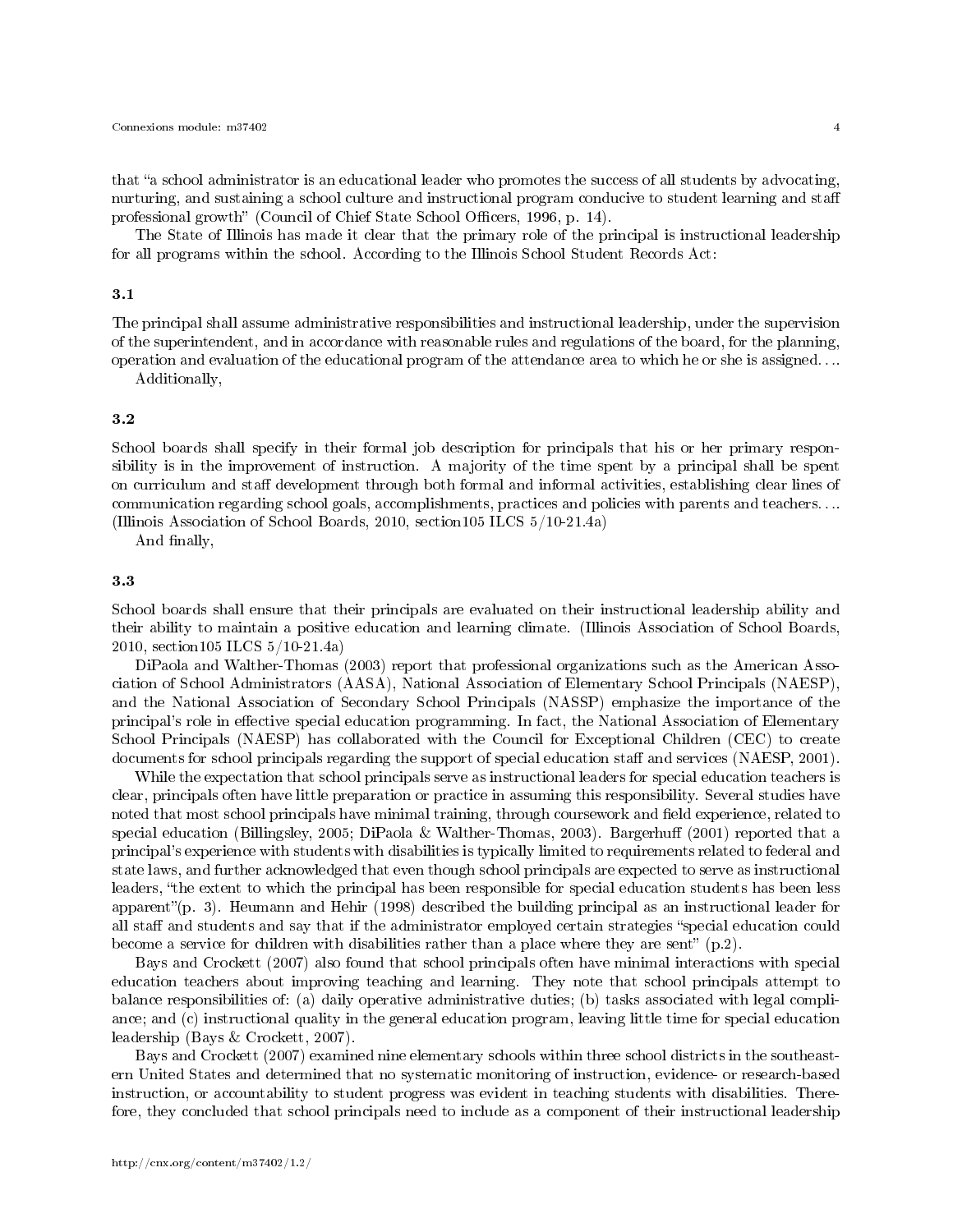that "a school administrator is an educational leader who promotes the success of all students by advocating, nurturing, and sustaining a school culture and instructional program conducive to student learning and staff professional growth" (Council of Chief State School Officers, 1996, p. 14).

The State of Illinois has made it clear that the primary role of the principal is instructional leadership for all programs within the school. According to the Illinois School Student Records Act:

### 3.1

The principal shall assume administrative responsibilities and instructional leadership, under the supervision of the superintendent, and in accordance with reasonable rules and regulations of the board, for the planning, operation and evaluation of the educational program of the attendance area to which he or she is assigned. . ..

Additionally,

### 3.2

School boards shall specify in their formal job description for principals that his or her primary responsibility is in the improvement of instruction. A majority of the time spent by a principal shall be spent on curriculum and staff development through both formal and informal activities, establishing clear lines of communication regarding school goals, accomplishments, practices and policies with parents and teachers. . .. (Illinois Association of School Boards, 2010, section105 ILCS 5/10-21.4a)

And finally,

### 3.3

School boards shall ensure that their principals are evaluated on their instructional leadership ability and their ability to maintain a positive education and learning climate. (Illinois Association of School Boards, 2010, section105 ILCS 5/10-21.4a)

DiPaola and Walther-Thomas (2003) report that professional organizations such as the American Association of School Administrators (AASA), National Association of Elementary School Principals (NAESP), and the National Association of Secondary School Principals (NASSP) emphasize the importance of the principal's role in effective special education programming. In fact, the National Association of Elementary School Principals (NAESP) has collaborated with the Council for Exceptional Children (CEC) to create documents for school principals regarding the support of special education staff and services (NAESP, 2001).

While the expectation that school principals serve as instructional leaders for special education teachers is clear, principals often have little preparation or practice in assuming this responsibility. Several studies have noted that most school principals have minimal training, through coursework and field experience, related to special education (Billingsley, 2005; DiPaola & Walther-Thomas, 2003). Bargerhuff (2001) reported that a principal's experience with students with disabilities is typically limited to requirements related to federal and state laws, and further acknowledged that even though school principals are expected to serve as instructional leaders, "the extent to which the principal has been responsible for special education students has been less apparent"(p. 3). Heumann and Hehir (1998) described the building principal as an instructional leader for all staff and students and say that if the administrator employed certain strategies "special education could become a service for children with disabilities rather than a place where they are sent" (p.2).

Bays and Crockett (2007) also found that school principals often have minimal interactions with special education teachers about improving teaching and learning. They note that school principals attempt to balance responsibilities of: (a) daily operative administrative duties; (b) tasks associated with legal compliance; and (c) instructional quality in the general education program, leaving little time for special education leadership (Bays & Crockett, 2007).

Bays and Crockett (2007) examined nine elementary schools within three school districts in the southeastern United States and determined that no systematic monitoring of instruction, evidence- or research-based instruction, or accountability to student progress was evident in teaching students with disabilities. Therefore, they concluded that school principals need to include as a component of their instructional leadership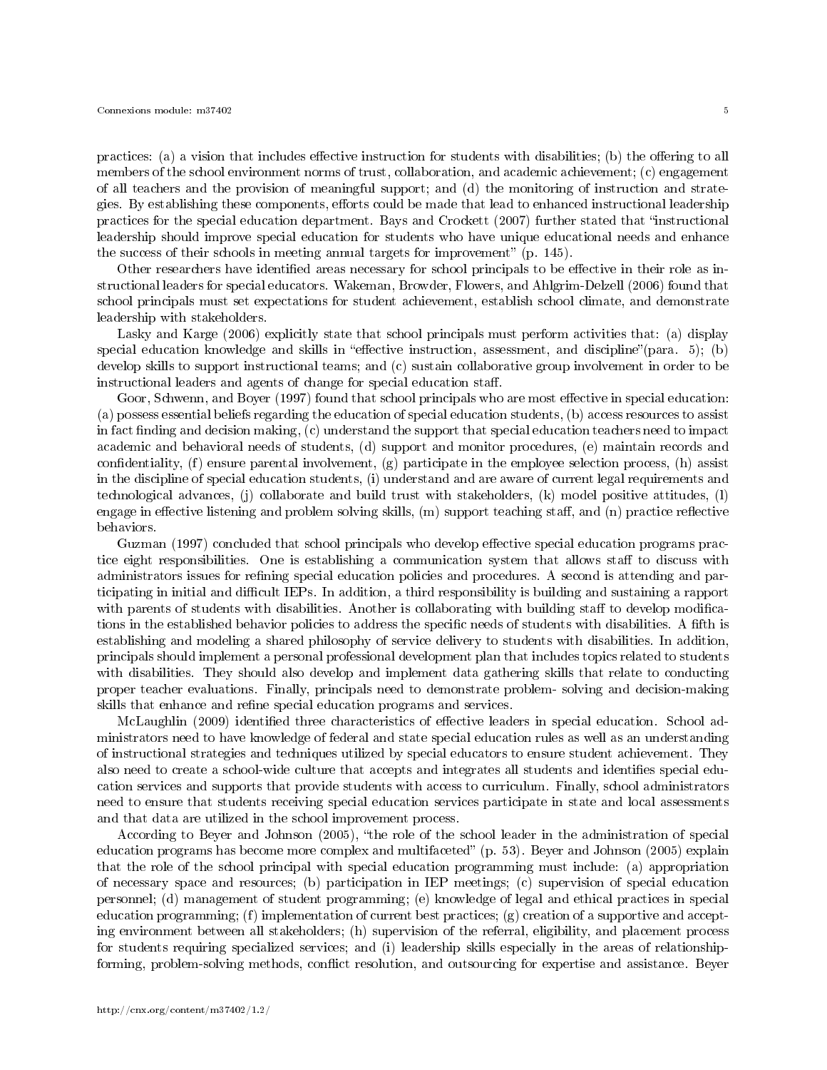practices: (a) a vision that includes effective instruction for students with disabilities; (b) the offering to all members of the school environment norms of trust, collaboration, and academic achievement; (c) engagement of all teachers and the provision of meaningful support; and (d) the monitoring of instruction and strategies. By establishing these components, efforts could be made that lead to enhanced instructional leadership practices for the special education department. Bays and Crockett (2007) further stated that "instructional leadership should improve special education for students who have unique educational needs and enhance the success of their schools in meeting annual targets for improvement" (p. 145).

Other researchers have identified areas necessary for school principals to be effective in their role as instructional leaders for special educators. Wakeman, Browder, Flowers, and Ahlgrim-Delzell (2006) found that school principals must set expectations for student achievement, establish school climate, and demonstrate leadership with stakeholders.

Lasky and Karge (2006) explicitly state that school principals must perform activities that: (a) display special education knowledge and skills in "effective instruction, assessment, and discipline"(para. 5); (b) develop skills to support instructional teams; and (c) sustain collaborative group involvement in order to be instructional leaders and agents of change for special education staff.

Goor, Schwenn, and Boyer (1997) found that school principals who are most effective in special education: (a) possess essential beliefs regarding the education of special education students, (b) access resources to assist in fact finding and decision making, (c) understand the support that special education teachers need to impact academic and behavioral needs of students, (d) support and monitor procedures, (e) maintain records and confidentiality, (f) ensure parental involvement, (g) participate in the employee selection process, (h) assist in the discipline of special education students, (i) understand and are aware of current legal requirements and technological advances, (j) collaborate and build trust with stakeholders, (k) model positive attitudes, (l) engage in effective listening and problem solving skills, (m) support teaching staff, and (n) practice reflective behaviors.

Guzman (1997) concluded that school principals who develop effective special education programs practice eight responsibilities. One is establishing a communication system that allows staff to discuss with administrators issues for refining special education policies and procedures. A second is attending and participating in initial and difficult IEPs. In addition, a third responsibility is building and sustaining a rapport with parents of students with disabilities. Another is collaborating with building staff to develop modifications in the established behavior policies to address the specific needs of students with disabilities. A fifth is establishing and modeling a shared philosophy of service delivery to students with disabilities. In addition, principals should implement a personal professional development plan that includes topics related to students with disabilities. They should also develop and implement data gathering skills that relate to conducting proper teacher evaluations. Finally, principals need to demonstrate problem- solving and decision-making skills that enhance and refine special education programs and services.

McLaughlin (2009) identified three characteristics of effective leaders in special education. School administrators need to have knowledge of federal and state special education rules as well as an understanding of instructional strategies and techniques utilized by special educators to ensure student achievement. They also need to create a school-wide culture that accepts and integrates all students and identifies special education services and supports that provide students with access to curriculum. Finally, school administrators need to ensure that students receiving special education services participate in state and local assessments and that data are utilized in the school improvement process.

According to Beyer and Johnson (2005), "the role of the school leader in the administration of special education programs has become more complex and multifaceted" (p. 53). Beyer and Johnson (2005) explain that the role of the school principal with special education programming must include: (a) appropriation of necessary space and resources; (b) participation in IEP meetings; (c) supervision of special education personnel; (d) management of student programming; (e) knowledge of legal and ethical practices in special education programming; (f) implementation of current best practices; (g) creation of a supportive and accepting environment between all stakeholders; (h) supervision of the referral, eligibility, and placement process for students requiring specialized services; and (i) leadership skills especially in the areas of relationship-forming, problem-solving methods, conflict resolution, and outsourcing for expertise and assistance. Beyer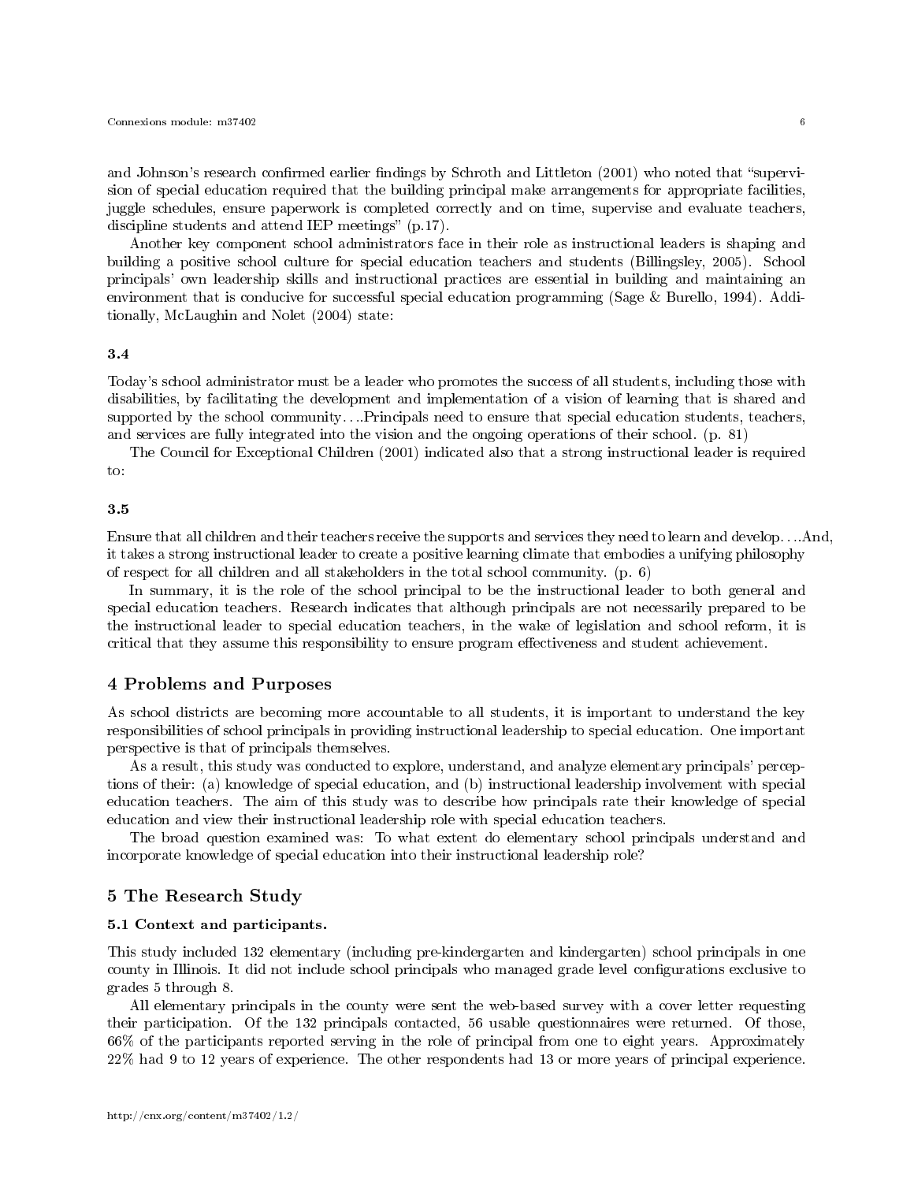and Johnson's research confirmed earlier findings by Schroth and Littleton (2001) who noted that "supervision of special education required that the building principal make arrangements for appropriate facilities, juggle schedules, ensure paperwork is completed correctly and on time, supervise and evaluate teachers, discipline students and attend IEP meetings" (p.17).

Another key component school administrators face in their role as instructional leaders is shaping and building a positive school culture for special education teachers and students (Billingsley, 2005). School principals' own leadership skills and instructional practices are essential in building and maintaining an environment that is conducive for successful special education programming (Sage & Burello, 1994). Additionally, McLaughin and Nolet (2004) state:

### 3.4

Today's school administrator must be a leader who promotes the success of all students, including those with disabilities, by facilitating the development and implementation of a vision of learning that is shared and supported by the school community….Principals need to ensure that special education students, teachers, and services are fully integrated into the vision and the ongoing operations of their school. (p. 81)

The Council for Exceptional Children (2001) indicated also that a strong instructional leader is required to:

### 3.5

Ensure that all children and their teachers receive the supports and services they need to learn and develop….And, it takes a strong instructional leader to create a positive learning climate that embodies a unifying philosophy of respect for all children and all stakeholders in the total school community. (p. 6)

In summary, it is the role of the school principal to be the instructional leader to both general and special education teachers. Research indicates that although principals are not necessarily prepared to be the instructional leader to special education teachers, in the wake of legislation and school reform, it is critical that they assume this responsibility to ensure program effectiveness and student achievement.

## 4 Problems and Purposes

As school districts are becoming more accountable to all students, it is important to understand the key responsibilities of school principals in providing instructional leadership to special education. One important perspective is that of principals themselves.

As a result, this study was conducted to explore, understand, and analyze elementary principals' perceptions of their: (a) knowledge of special education, and (b) instructional leadership involvement with special education teachers. The aim of this study was to describe how principals rate their knowledge of special education and view their instructional leadership role with special education teachers.

The broad question examined was: To what extent do elementary school principals understand and incorporate knowledge of special education into their instructional leadership role?

## 5 The Research Study

### 5.1 Context and participants.

This study included 132 elementary (including pre-kindergarten and kindergarten) school principals in one county in Illinois. It did not include school principals who managed grade level configurations exclusive to grades 5 through 8.

All elementary principals in the county were sent the web-based survey with a cover letter requesting their participation. Of the 132 principals contacted, 56 usable questionnaires were returned. Of those, 66% of the participants reported serving in the role of principal from one to eight years. Approximately 22% had 9 to 12 years of experience. The other respondents had 13 or more years of principal experience.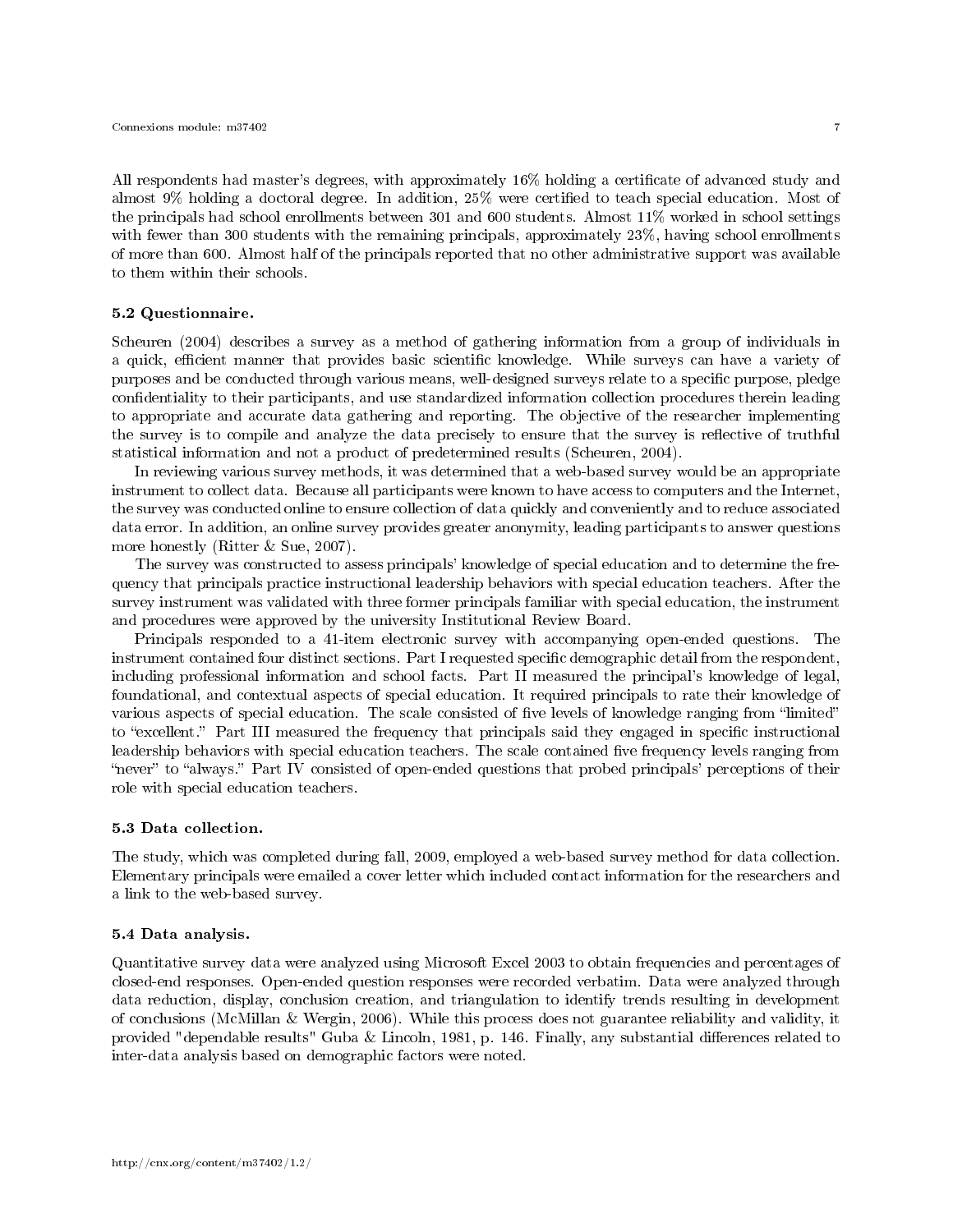All respondents had master's degrees, with approximately 16% holding a certificate of advanced study and almost 9% holding a doctoral degree. In addition, 25% were certified to teach special education. Most of the principals had school enrollments between 301 and 600 students. Almost 11% worked in school settings with fewer than 300 students with the remaining principals, approximately 23%, having school enrollments of more than 600. Almost half of the principals reported that no other administrative support was available to them within their schools.

### 5.2 Questionnaire.

Scheuren (2004) describes a survey as a method of gathering information from a group of individuals in a quick, efficient manner that provides basic scientific knowledge. While surveys can have a variety of purposes and be conducted through various means, well-designed surveys relate to a specific purpose, pledge confidentiality to their participants, and use standardized information collection procedures therein leading to appropriate and accurate data gathering and reporting. The objective of the researcher implementing the survey is to compile and analyze the data precisely to ensure that the survey is reflective of truthful statistical information and not a product of predetermined results (Scheuren, 2004).

In reviewing various survey methods, it was determined that a web-based survey would be an appropriate instrument to collect data. Because all participants were known to have access to computers and the Internet, the survey was conducted online to ensure collection of data quickly and conveniently and to reduce associated data error. In addition, an online survey provides greater anonymity, leading participants to answer questions more honestly (Ritter & Sue, 2007).

The survey was constructed to assess principals' knowledge of special education and to determine the frequency that principals practice instructional leadership behaviors with special education teachers. After the survey instrument was validated with three former principals familiar with special education, the instrument and procedures were approved by the university Institutional Review Board.

Principals responded to a 41-item electronic survey with accompanying open-ended questions. The instrument contained four distinct sections. Part I requested specific demographic detail from the respondent, including professional information and school facts. Part II measured the principal's knowledge of legal, foundational, and contextual aspects of special education. It required principals to rate their knowledge of various aspects of special education. The scale consisted of five levels of knowledge ranging from "limited" to "excellent." Part III measured the frequency that principals said they engaged in specific instructional leadership behaviors with special education teachers. The scale contained five frequency levels ranging from "never" to "always." Part IV consisted of open-ended questions that probed principals' perceptions of their role with special education teachers.

### 5.3 Data collection.

The study, which was completed during fall, 2009, employed a web-based survey method for data collection. Elementary principals were emailed a cover letter which included contact information for the researchers and a link to the web-based survey.

### 5.4 Data analysis.

Quantitative survey data were analyzed using Microsoft Excel 2003 to obtain frequencies and percentages of closed-end responses. Open-ended question responses were recorded verbatim. Data were analyzed through data reduction, display, conclusion creation, and triangulation to identify trends resulting in development of conclusions (McMillan & Wergin, 2006). While this process does not guarantee reliability and validity, it provided "dependable results" Guba & Lincoln, 1981, p. 146. Finally, any substantial differences related to inter-data analysis based on demographic factors were noted.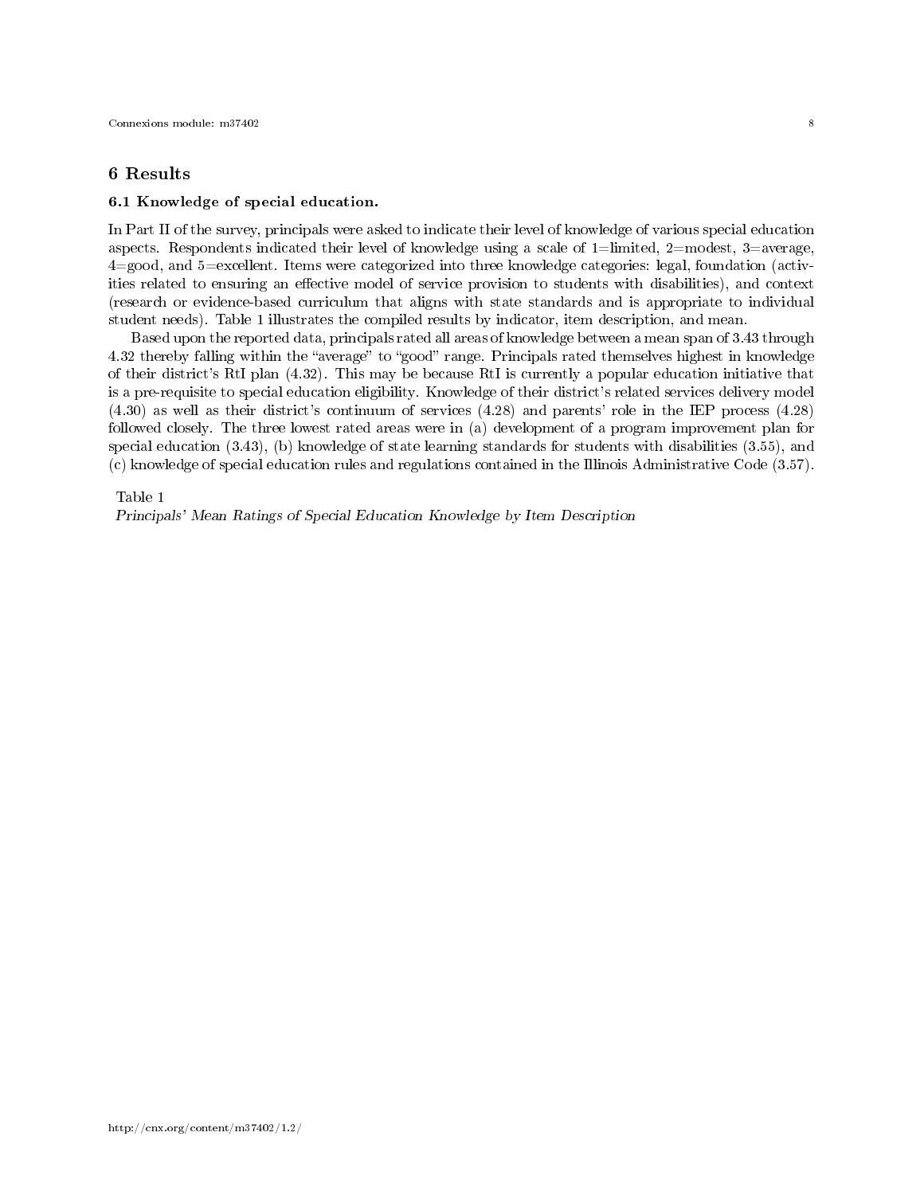## 6 Results

### 6.1 Knowledge of special education.

In Part II of the survey, principals were asked to indicate their level of knowledge of various special education aspects. Respondents indicated their level of knowledge using a scale of 1=limited, 2=modest, 3=average, 4=good, and 5=excellent. Items were categorized into three knowledge categories: legal, foundation (activities related to ensuring an effective model of service provision to students with disabilities), and context (research or evidence-based curriculum that aligns with state standards and is appropriate to individual student needs). Table 1 illustrates the compiled results by indicator, item description, and mean.

Based upon the reported data, principals rated all areas of knowledge between a mean span of 3.43 through 4.32 thereby falling within the "average" to "good" range. Principals rated themselves highest in knowledge of their district's RtI plan (4.32). This may be because RtI is currently a popular education initiative that is a pre-requisite to special education eligibility. Knowledge of their district's related services delivery model (4.30) as well as their district's continuum of services (4.28) and parents' role in the IEP process (4.28) followed closely. The three lowest rated areas were in (a) development of a program improvement plan for special education (3.43), (b) knowledge of state learning standards for students with disabilities (3.55), and (c) knowledge of special education rules and regulations contained in the Illinois Administrative Code (3.57).

Table 1
*Principals' Mean Ratings of Special Education Knowledge by Item Description*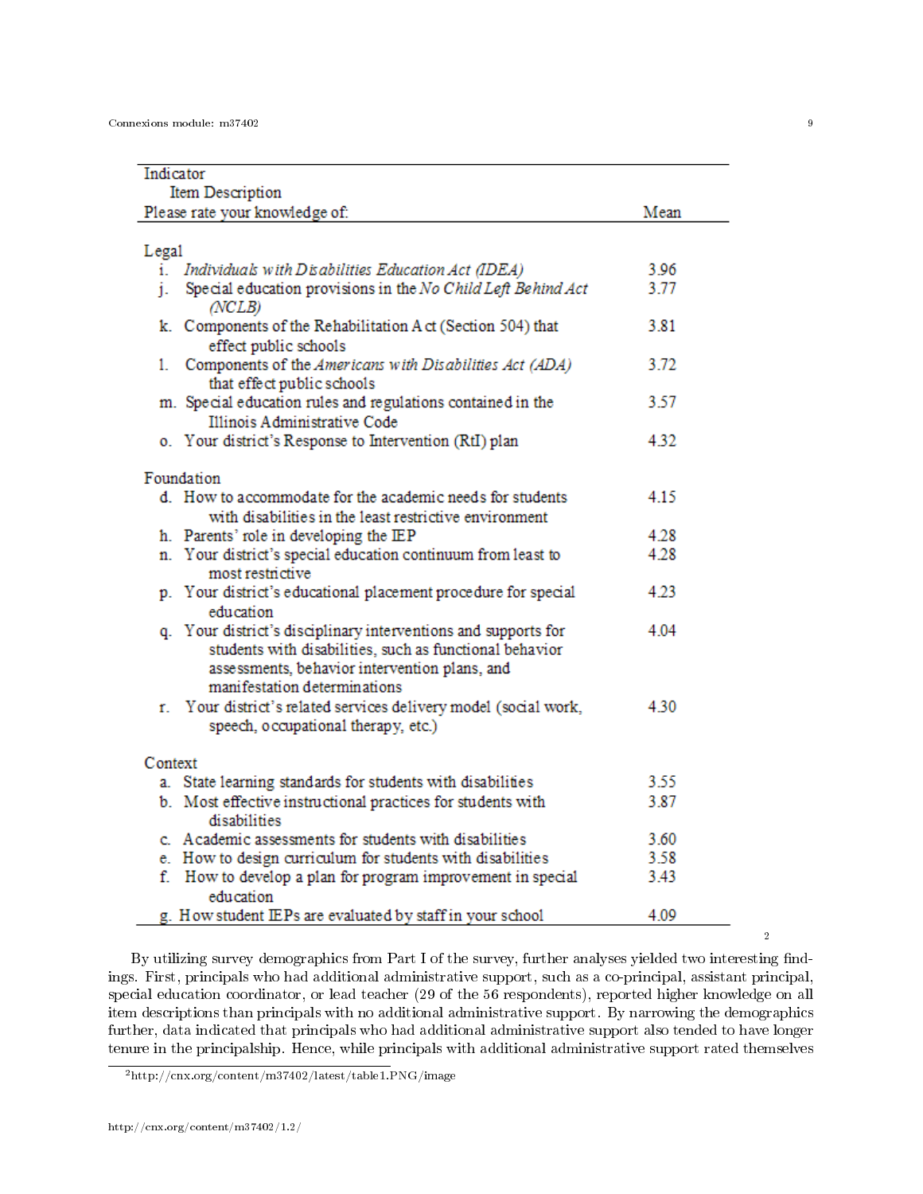| Indicator<br>Item Description<br>Please rate your knowledge of: | Mean |
|---|---|
| **Legal** | |
| i. *Individuals with Disabilities Education Act (IDEA)* | 3.96 |
| j. Special education provisions in the *No Child Left Behind Act (NCLB)* | 3.77 |
| k. Components of the Rehabilitation Act (Section 504) that effect public schools | 3.81 |
| l. Components of the *Americans with Disabilities Act (ADA)* that effect public schools | 3.72 |
| m. Special education rules and regulations contained in the Illinois Administrative Code | 3.57 |
| o. Your district's Response to Intervention (RtI) plan | 4.32 |
| **Foundation** | |
| d. How to accommodate for the academic needs for students with disabilities in the least restrictive environment | 4.15 |
| h. Parents' role in developing the IEP | 4.28 |
| n. Your district's special education continuum from least to most restrictive | 4.28 |
| p. Your district's educational placement procedure for special education | 4.23 |
| q. Your district's disciplinary interventions and supports for students with disabilities, such as functional behavior assessments, behavior intervention plans, and manifestation determinations | 4.04 |
| r. Your district's related services delivery model (social work, speech, occupational therapy, etc.) | 4.30 |
| **Context** | |
| a. State learning standards for students with disabilities | 3.55 |
| b. Most effective instructional practices for students with disabilities | 3.87 |
| c. Academic assessments for students with disabilities | 3.60 |
| e. How to design curriculum for students with disabilities | 3.58 |
| f. How to develop a plan for program improvement in special education | 3.43 |
| g. How student IEPs are evaluated by staff in your school | 4.09 |

[2]

By utilizing survey demographics from Part I of the survey, further analyses yielded two interesting findings. First, principals who had additional administrative support, such as a co-principal, assistant principal, special education coordinator, or lead teacher (29 of the 56 respondents), reported higher knowledge on all item descriptions than principals with no additional administrative support. By narrowing the demographics further, data indicated that principals who had additional administrative support also tended to have longer tenure in the principalship. Hence, while principals with additional administrative support rated themselves

[2] http://cnx.org/content/m37402/latest/table1.PNG/image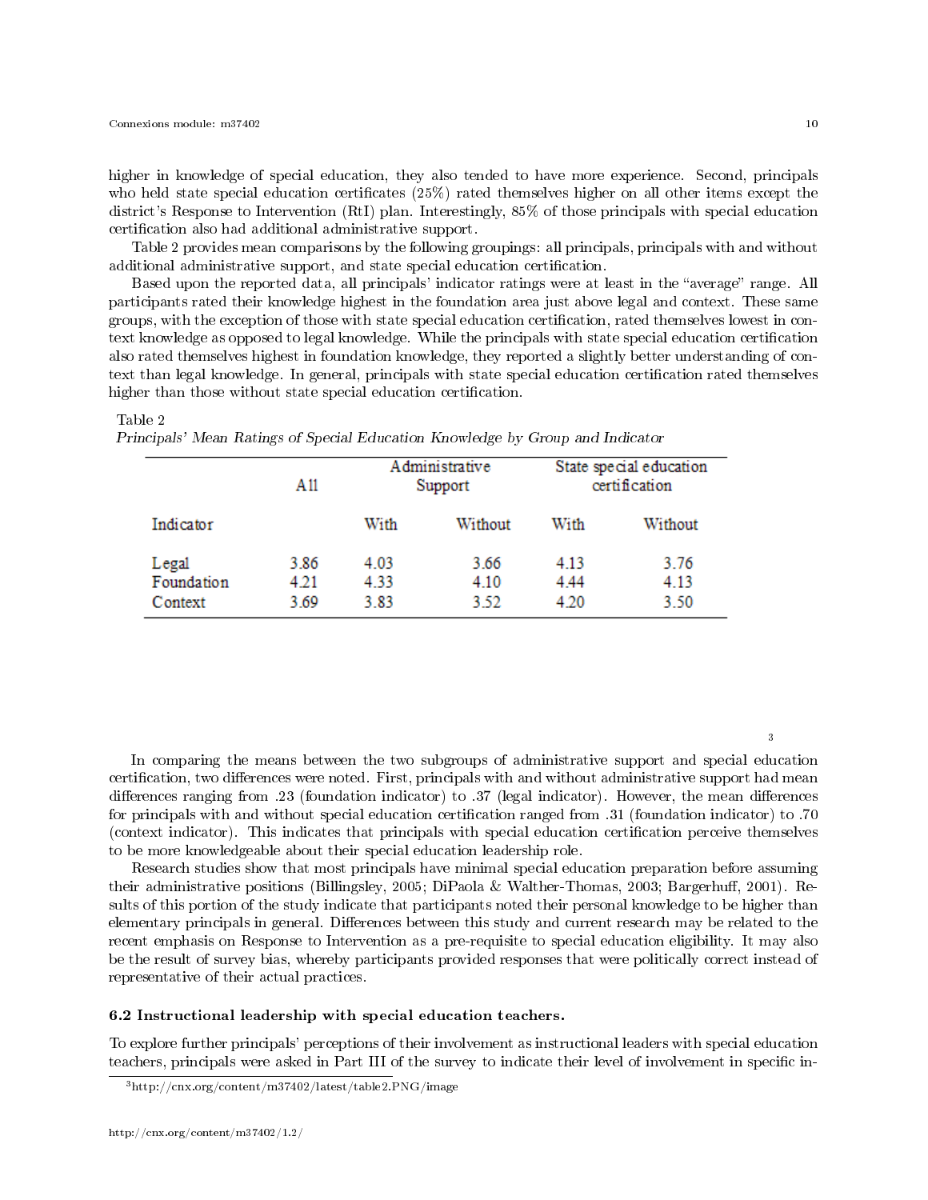higher in knowledge of special education, they also tended to have more experience. Second, principals who held state special education certificates (25%) rated themselves higher on all other items except the district's Response to Intervention (RtI) plan. Interestingly, 85% of those principals with special education certification also had additional administrative support.

Table 2 provides mean comparisons by the following groupings: all principals, principals with and without additional administrative support, and state special education certification.

Based upon the reported data, all principals' indicator ratings were at least in the "average" range. All participants rated their knowledge highest in the foundation area just above legal and context. These same groups, with the exception of those with state special education certification, rated themselves lowest in context knowledge as opposed to legal knowledge. While the principals with state special education certification also rated themselves highest in foundation knowledge, they reported a slightly better understanding of context than legal knowledge. In general, principals with state special education certification rated themselves higher than those without state special education certification.

Table 2

*Principals' Mean Ratings of Special Education Knowledge by Group and Indicator*

| | All | Administrative Support | | State special education certification | |
|---|---|---|---|---|---|
| Indicator | | With | Without | With | Without |
| Legal | 3.86 | 4.03 | 3.66 | 4.13 | 3.76 |
| Foundation | 4.21 | 4.33 | 4.10 | 4.44 | 4.13 |
| Context | 3.69 | 3.83 | 3.52 | 4.20 | 3.50 |

[3]

In comparing the means between the two subgroups of administrative support and special education certification, two differences were noted. First, principals with and without administrative support had mean differences ranging from .23 (foundation indicator) to .37 (legal indicator). However, the mean differences for principals with and without special education certification ranged from .31 (foundation indicator) to .70 (context indicator). This indicates that principals with special education certification perceive themselves to be more knowledgeable about their special education leadership role.

Research studies show that most principals have minimal special education preparation before assuming their administrative positions (Billingsley, 2005; DiPaola & Walther-Thomas, 2003; Bargerhuff, 2001). Results of this portion of the study indicate that participants noted their personal knowledge to be higher than elementary principals in general. Differences between this study and current research may be related to the recent emphasis on Response to Intervention as a pre-requisite to special education eligibility. It may also be the result of survey bias, whereby participants provided responses that were politically correct instead of representative of their actual practices.

### 6.2 Instructional leadership with special education teachers.

To explore further principals' perceptions of their involvement as instructional leaders with special education teachers, principals were asked in Part III of the survey to indicate their level of involvement in specific in-

[3] http://cnx.org/content/m37402/latest/table2.PNG/image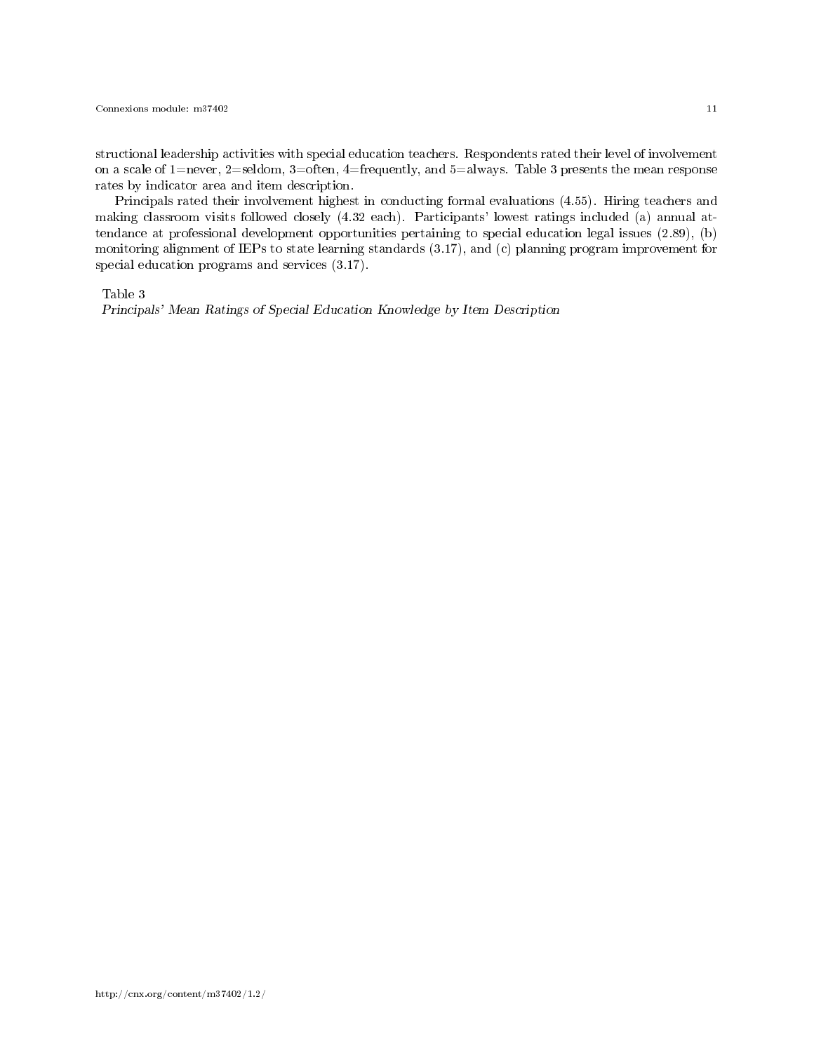structional leadership activities with special education teachers. Respondents rated their level of involvement on a scale of 1=never, 2=seldom, 3=often, 4=frequently, and 5=always. Table 3 presents the mean response rates by indicator area and item description.

Principals rated their involvement highest in conducting formal evaluations (4.55). Hiring teachers and making classroom visits followed closely (4.32 each). Participants' lowest ratings included (a) annual attendance at professional development opportunities pertaining to special education legal issues (2.89), (b) monitoring alignment of IEPs to state learning standards (3.17), and (c) planning program improvement for special education programs and services (3.17).

Table 3

*Principals' Mean Ratings of Special Education Knowledge by Item Description*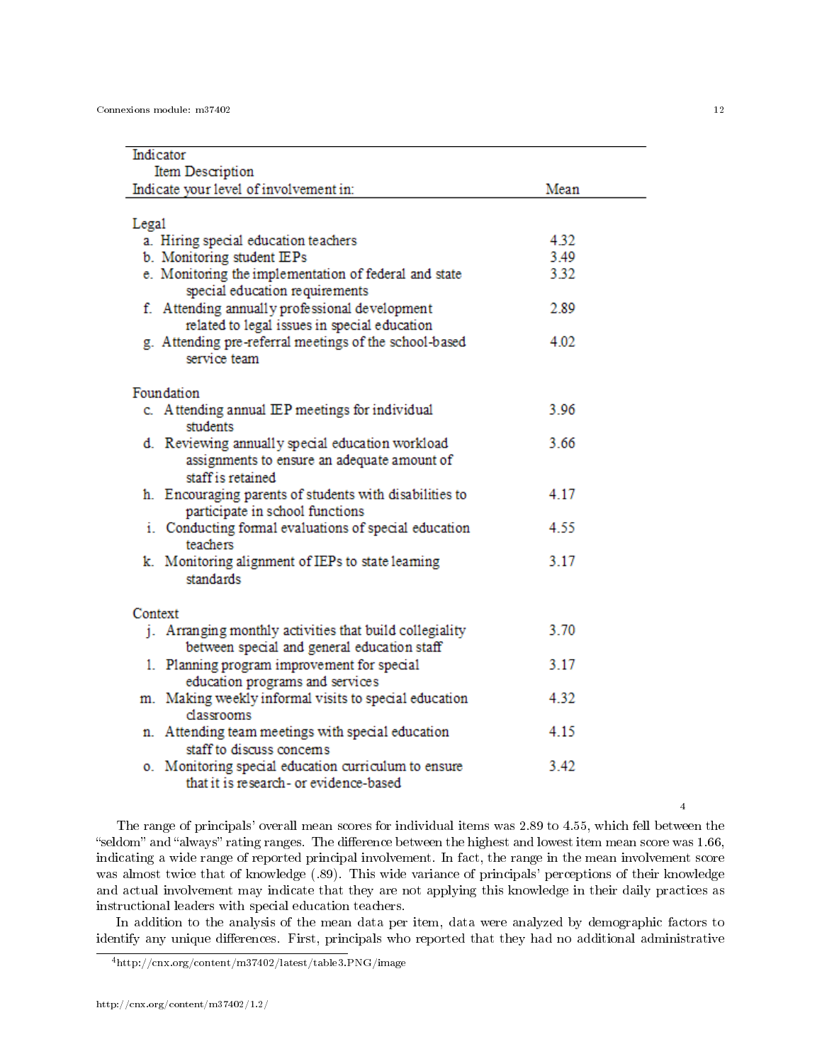| Indicator<br>Item Description<br>Indicate your level of involvement in: | Mean |
|---|---|
| Legal | |
| a. Hiring special education teachers | 4.32 |
| b. Monitoring student IEPs | 3.49 |
| e. Monitoring the implementation of federal and state special education requirements | 3.32 |
| f. Attending annually professional development related to legal issues in special education | 2.89 |
| g. Attending pre-referral meetings of the school-based service team | 4.02 |
| Foundation | |
| c. Attending annual IEP meetings for individual students | 3.96 |
| d. Reviewing annually special education workload assignments to ensure an adequate amount of staff is retained | 3.66 |
| h. Encouraging parents of students with disabilities to participate in school functions | 4.17 |
| i. Conducting formal evaluations of special education teachers | 4.55 |
| k. Monitoring alignment of IEPs to state learning standards | 3.17 |
| Context | |
| j. Arranging monthly activities that build collegiality between special and general education staff | 3.70 |
| l. Planning program improvement for special education programs and services | 3.17 |
| m. Making weekly informal visits to special education classrooms | 4.32 |
| n. Attending team meetings with special education staff to discuss concerns | 4.15 |
| o. Monitoring special education curriculum to ensure that it is research- or evidence-based | 3.42 |

[4]

The range of principals' overall mean scores for individual items was 2.89 to 4.55, which fell between the "seldom" and "always" rating ranges. The difference between the highest and lowest item mean score was 1.66, indicating a wide range of reported principal involvement. In fact, the range in the mean involvement score was almost twice that of knowledge (.89). This wide variance of principals' perceptions of their knowledge and actual involvement may indicate that they are not applying this knowledge in their daily practices as instructional leaders with special education teachers.

In addition to the analysis of the mean data per item, data were analyzed by demographic factors to identify any unique differences. First, principals who reported that they had no additional administrative

[4] http://cnx.org/content/m37402/latest/table3.PNG/image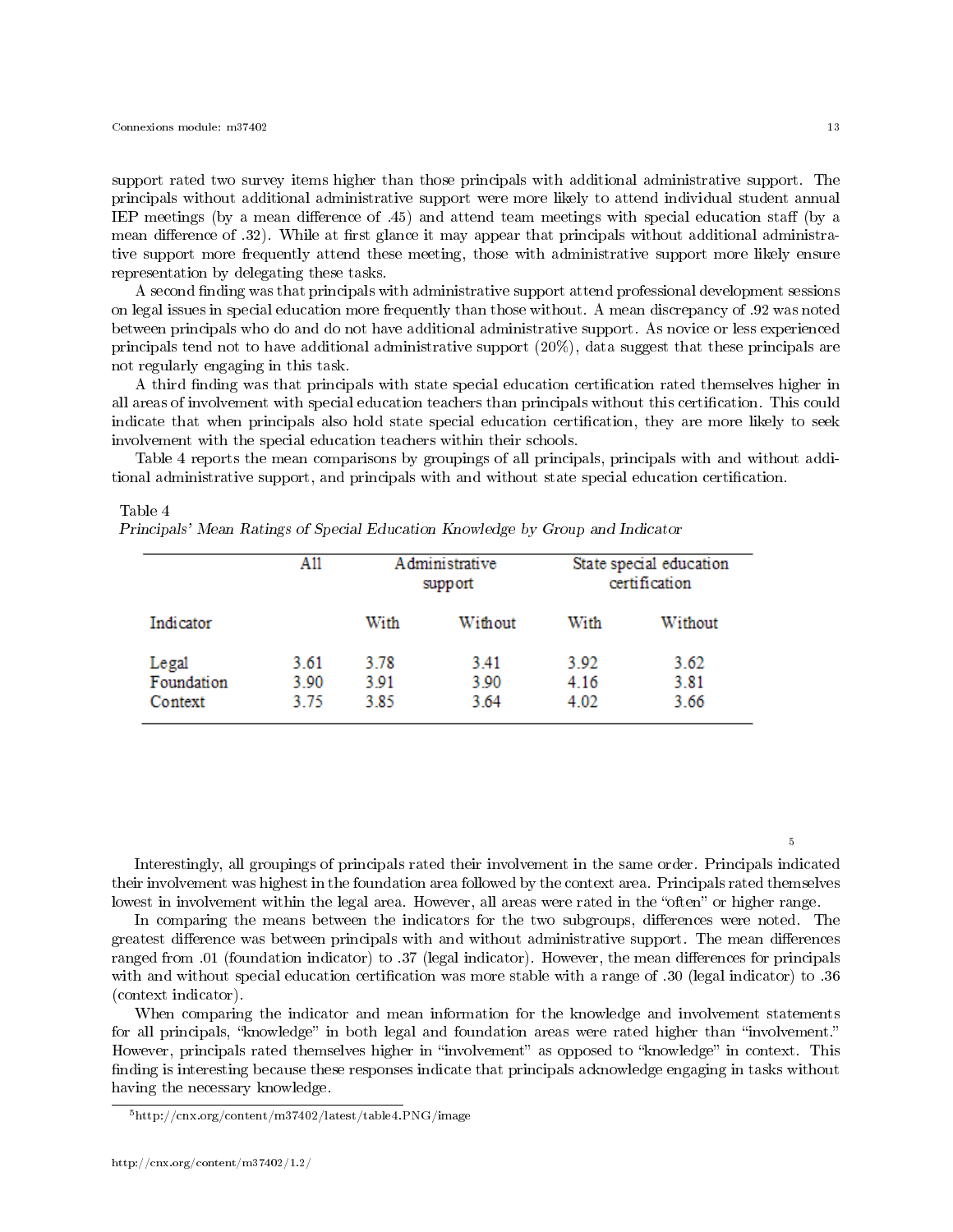support rated two survey items higher than those principals with additional administrative support. The principals without additional administrative support were more likely to attend individual student annual IEP meetings (by a mean difference of .45) and attend team meetings with special education staff (by a mean difference of .32). While at first glance it may appear that principals without additional administrative support more frequently attend these meeting, those with administrative support more likely ensure representation by delegating these tasks.

A second finding was that principals with administrative support attend professional development sessions on legal issues in special education more frequently than those without. A mean discrepancy of .92 was noted between principals who do and do not have additional administrative support. As novice or less experienced principals tend not to have additional administrative support (20%), data suggest that these principals are not regularly engaging in this task.

A third finding was that principals with state special education certification rated themselves higher in all areas of involvement with special education teachers than principals without this certification. This could indicate that when principals also hold state special education certification, they are more likely to seek involvement with the special education teachers within their schools.

Table 4 reports the mean comparisons by groupings of all principals, principals with and without additional administrative support, and principals with and without state special education certification.

Table 4

*Principals' Mean Ratings of Special Education Knowledge by Group and Indicator*

| | All | Administrative support | | State special education certification | |
|---|---|---|---|---|---|
| Indicator | | With | Without | With | Without |
| Legal | 3.61 | 3.78 | 3.41 | 3.92 | 3.62 |
| Foundation | 3.90 | 3.91 | 3.90 | 4.16 | 3.81 |
| Context | 3.75 | 3.85 | 3.64 | 4.02 | 3.66 |

[5]

Interestingly, all groupings of principals rated their involvement in the same order. Principals indicated their involvement was highest in the foundation area followed by the context area. Principals rated themselves lowest in involvement within the legal area. However, all areas were rated in the "often" or higher range.

In comparing the means between the indicators for the two subgroups, differences were noted. The greatest difference was between principals with and without administrative support. The mean differences ranged from .01 (foundation indicator) to .37 (legal indicator). However, the mean differences for principals with and without special education certification was more stable with a range of .30 (legal indicator) to .36 (context indicator).

When comparing the indicator and mean information for the knowledge and involvement statements for all principals, "knowledge" in both legal and foundation areas were rated higher than "involvement." However, principals rated themselves higher in "involvement" as opposed to "knowledge" in context. This finding is interesting because these responses indicate that principals acknowledge engaging in tasks without having the necessary knowledge.

[5] http://cnx.org/content/m37402/latest/table4.PNG/image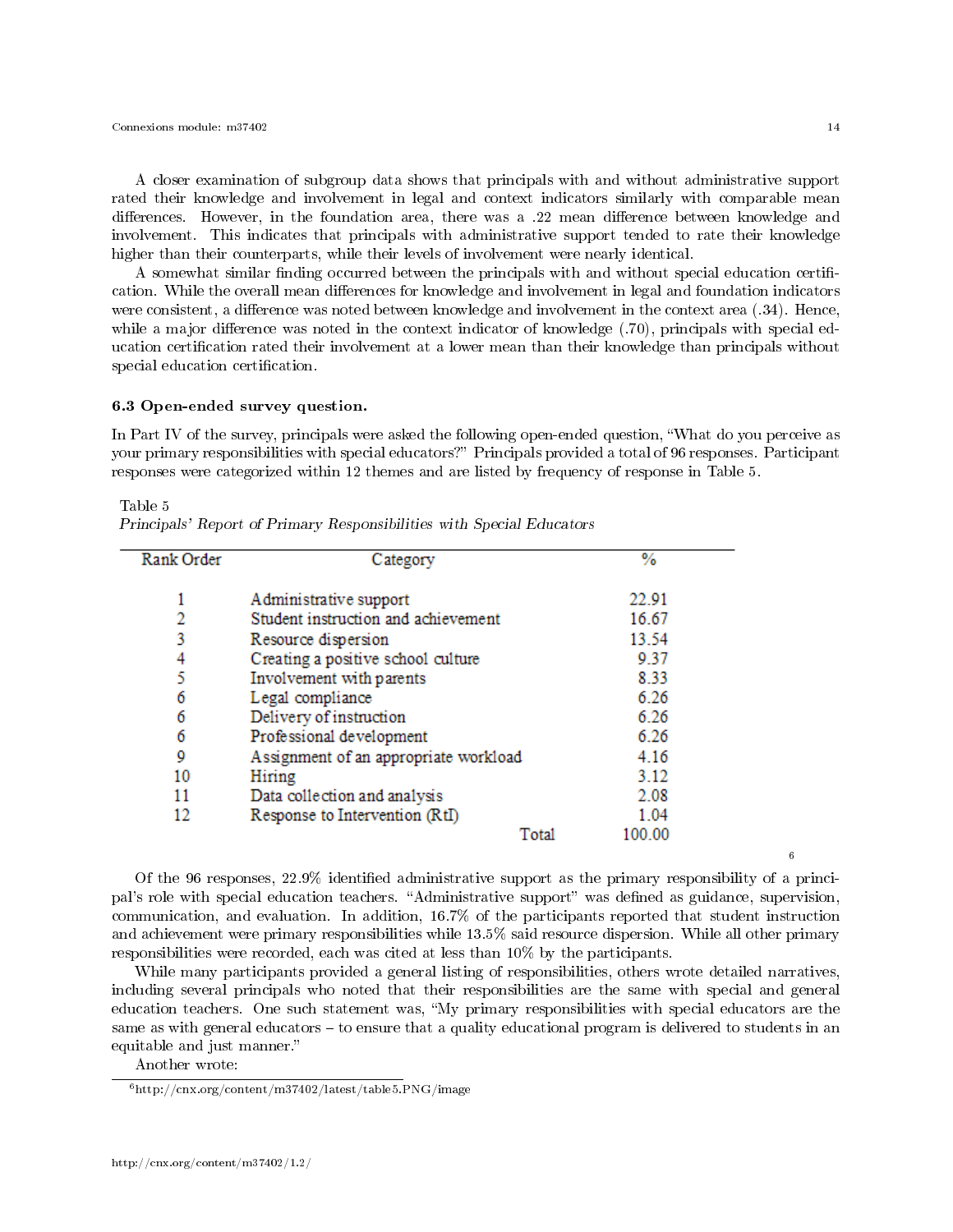A closer examination of subgroup data shows that principals with and without administrative support rated their knowledge and involvement in legal and context indicators similarly with comparable mean differences. However, in the foundation area, there was a .22 mean difference between knowledge and involvement. This indicates that principals with administrative support tended to rate their knowledge higher than their counterparts, while their levels of involvement were nearly identical.

A somewhat similar finding occurred between the principals with and without special education certification. While the overall mean differences for knowledge and involvement in legal and foundation indicators were consistent, a difference was noted between knowledge and involvement in the context area (.34). Hence, while a major difference was noted in the context indicator of knowledge (.70), principals with special education certification rated their involvement at a lower mean than their knowledge than principals without special education certification.

### 6.3 Open-ended survey question.

In Part IV of the survey, principals were asked the following open-ended question, "What do you perceive as your primary responsibilities with special educators?" Principals provided a total of 96 responses. Participant responses were categorized within 12 themes and are listed by frequency of response in Table 5.

Table 5
*Principals' Report of Primary Responsibilities with Special Educators*

| Rank Order | Category | % |
|---|---|---|
| 1 | Administrative support | 22.91 |
| 2 | Student instruction and achievement | 16.67 |
| 3 | Resource dispersion | 13.54 |
| 4 | Creating a positive school culture | 9.37 |
| 5 | Involvement with parents | 8.33 |
| 6 | Legal compliance | 6.26 |
| 6 | Delivery of instruction | 6.26 |
| 6 | Professional development | 6.26 |
| 9 | Assignment of an appropriate workload | 4.16 |
| 10 | Hiring | 3.12 |
| 11 | Data collection and analysis | 2.08 |
| 12 | Response to Intervention (RtI) | 1.04 |
| | Total | 100.00 |

[6]

Of the 96 responses, 22.9% identified administrative support as the primary responsibility of a principal's role with special education teachers. "Administrative support" was defined as guidance, supervision, communication, and evaluation. In addition, 16.7% of the participants reported that student instruction and achievement were primary responsibilities while 13.5% said resource dispersion. While all other primary responsibilities were recorded, each was cited at less than 10% by the participants.

While many participants provided a general listing of responsibilities, others wrote detailed narratives, including several principals who noted that their responsibilities are the same with special and general education teachers. One such statement was, "My primary responsibilities with special educators are the same as with general educators – to ensure that a quality educational program is delivered to students in an equitable and just manner."

Another wrote:

[6]http://cnx.org/content/m37402/latest/table5.PNG/image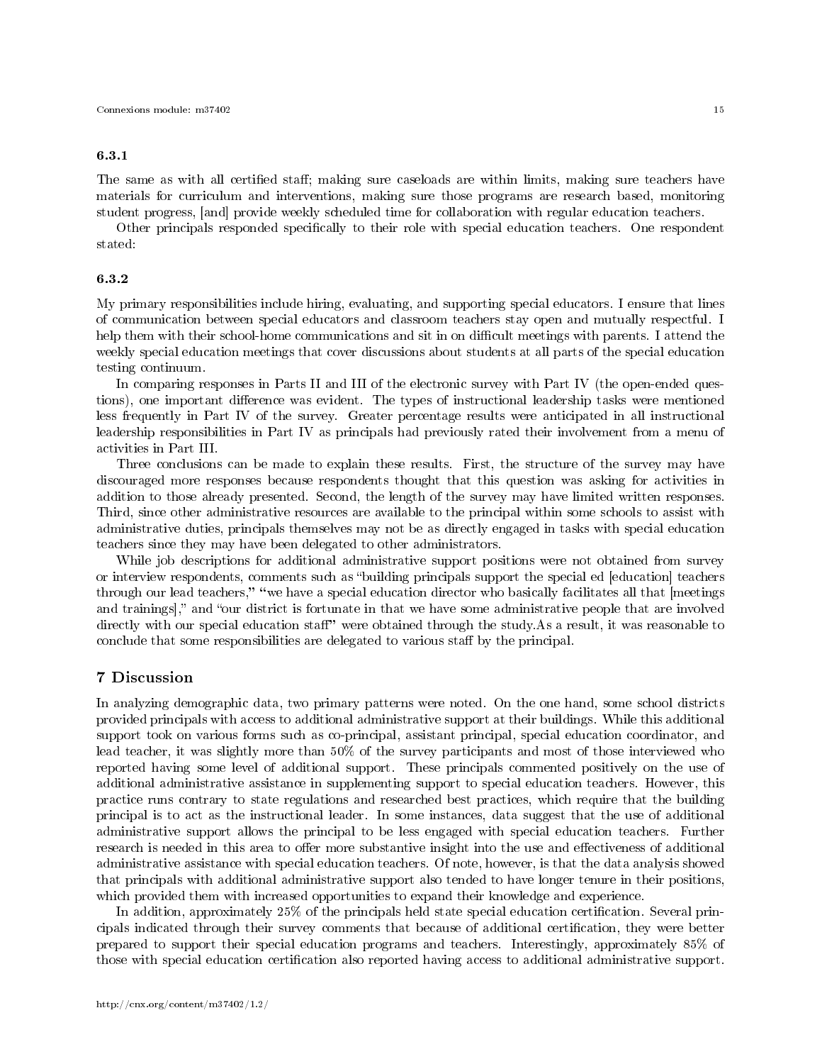#### 6.3.1

The same as with all certified staff; making sure caseloads are within limits, making sure teachers have materials for curriculum and interventions, making sure those programs are research based, monitoring student progress, [and] provide weekly scheduled time for collaboration with regular education teachers.

Other principals responded specifically to their role with special education teachers. One respondent stated:

#### 6.3.2

My primary responsibilities include hiring, evaluating, and supporting special educators. I ensure that lines of communication between special educators and classroom teachers stay open and mutually respectful. I help them with their school-home communications and sit in on difficult meetings with parents. I attend the weekly special education meetings that cover discussions about students at all parts of the special education testing continuum.

In comparing responses in Parts II and III of the electronic survey with Part IV (the open-ended questions), one important difference was evident. The types of instructional leadership tasks were mentioned less frequently in Part IV of the survey. Greater percentage results were anticipated in all instructional leadership responsibilities in Part IV as principals had previously rated their involvement from a menu of activities in Part III.

Three conclusions can be made to explain these results. First, the structure of the survey may have discouraged more responses because respondents thought that this question was asking for activities in addition to those already presented. Second, the length of the survey may have limited written responses. Third, since other administrative resources are available to the principal within some schools to assist with administrative duties, principals themselves may not be as directly engaged in tasks with special education teachers since they may have been delegated to other administrators.

While job descriptions for additional administrative support positions were not obtained from survey or interview respondents, comments such as "building principals support the special ed [education] teachers through our lead teachers," "we have a special education director who basically facilitates all that [meetings and trainings]," and "our district is fortunate in that we have some administrative people that are involved directly with our special education staff" were obtained through the study.As a result, it was reasonable to conclude that some responsibilities are delegated to various staff by the principal.

## 7 Discussion

In analyzing demographic data, two primary patterns were noted. On the one hand, some school districts provided principals with access to additional administrative support at their buildings. While this additional support took on various forms such as co-principal, assistant principal, special education coordinator, and lead teacher, it was slightly more than 50% of the survey participants and most of those interviewed who reported having some level of additional support. These principals commented positively on the use of additional administrative assistance in supplementing support to special education teachers. However, this practice runs contrary to state regulations and researched best practices, which require that the building principal is to act as the instructional leader. In some instances, data suggest that the use of additional administrative support allows the principal to be less engaged with special education teachers. Further research is needed in this area to offer more substantive insight into the use and effectiveness of additional administrative assistance with special education teachers. Of note, however, is that the data analysis showed that principals with additional administrative support also tended to have longer tenure in their positions, which provided them with increased opportunities to expand their knowledge and experience.

In addition, approximately 25% of the principals held state special education certification. Several principals indicated through their survey comments that because of additional certification, they were better prepared to support their special education programs and teachers. Interestingly, approximately 85% of those with special education certification also reported having access to additional administrative support.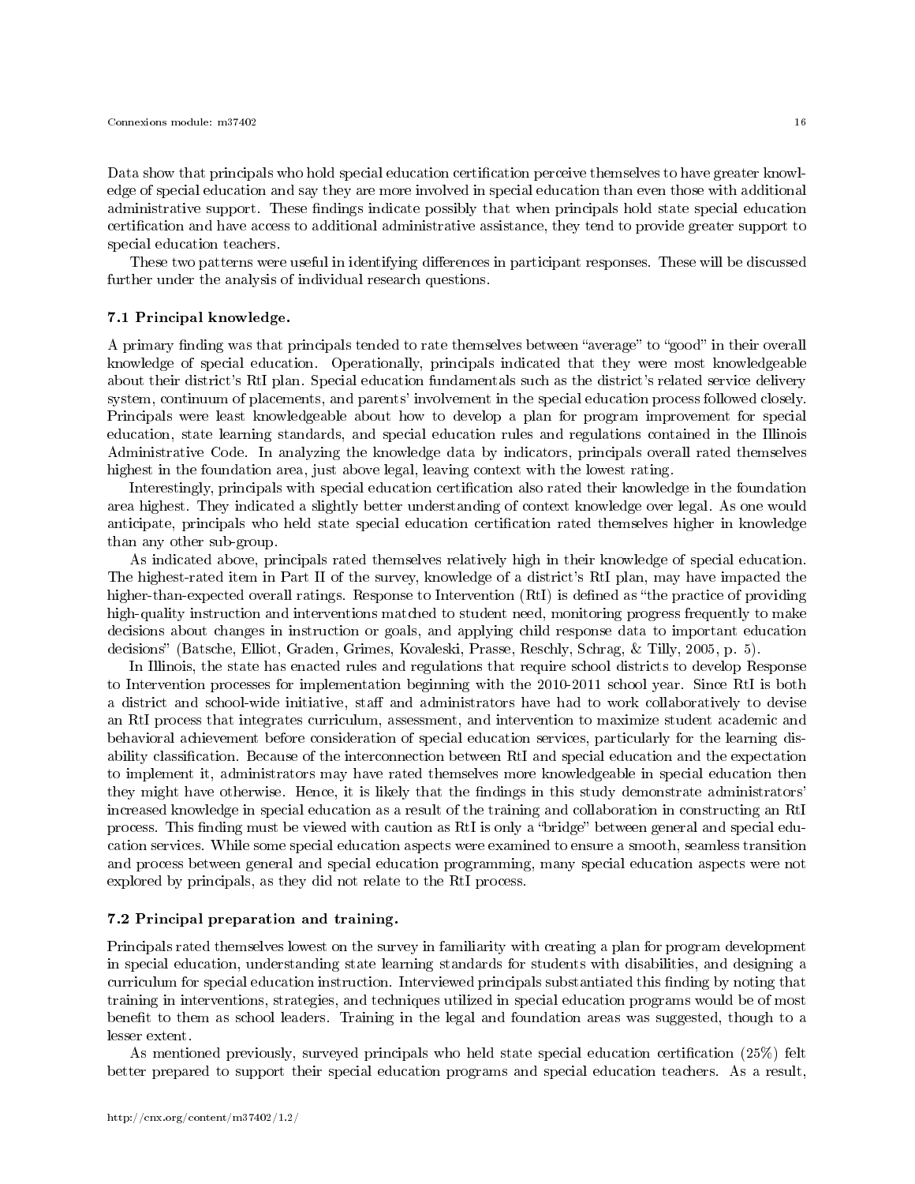Data show that principals who hold special education certification perceive themselves to have greater knowledge of special education and say they are more involved in special education than even those with additional administrative support. These findings indicate possibly that when principals hold state special education certification and have access to additional administrative assistance, they tend to provide greater support to special education teachers.

These two patterns were useful in identifying differences in participant responses. These will be discussed further under the analysis of individual research questions.

### 7.1 Principal knowledge.

A primary finding was that principals tended to rate themselves between "average" to "good" in their overall knowledge of special education. Operationally, principals indicated that they were most knowledgeable about their district's RtI plan. Special education fundamentals such as the district's related service delivery system, continuum of placements, and parents' involvement in the special education process followed closely. Principals were least knowledgeable about how to develop a plan for program improvement for special education, state learning standards, and special education rules and regulations contained in the Illinois Administrative Code. In analyzing the knowledge data by indicators, principals overall rated themselves highest in the foundation area, just above legal, leaving context with the lowest rating.

Interestingly, principals with special education certification also rated their knowledge in the foundation area highest. They indicated a slightly better understanding of context knowledge over legal. As one would anticipate, principals who held state special education certification rated themselves higher in knowledge than any other sub-group.

As indicated above, principals rated themselves relatively high in their knowledge of special education. The highest-rated item in Part II of the survey, knowledge of a district's RtI plan, may have impacted the higher-than-expected overall ratings. Response to Intervention (RtI) is defined as "the practice of providing high-quality instruction and interventions matched to student need, monitoring progress frequently to make decisions about changes in instruction or goals, and applying child response data to important education decisions" (Batsche, Elliot, Graden, Grimes, Kovaleski, Prasse, Reschly, Schrag, & Tilly, 2005, p. 5).

In Illinois, the state has enacted rules and regulations that require school districts to develop Response to Intervention processes for implementation beginning with the 2010-2011 school year. Since RtI is both a district and school-wide initiative, staff and administrators have had to work collaboratively to devise an RtI process that integrates curriculum, assessment, and intervention to maximize student academic and behavioral achievement before consideration of special education services, particularly for the learning disability classification. Because of the interconnection between RtI and special education and the expectation to implement it, administrators may have rated themselves more knowledgeable in special education then they might have otherwise. Hence, it is likely that the findings in this study demonstrate administrators' increased knowledge in special education as a result of the training and collaboration in constructing an RtI process. This finding must be viewed with caution as RtI is only a "bridge" between general and special education services. While some special education aspects were examined to ensure a smooth, seamless transition and process between general and special education programming, many special education aspects were not explored by principals, as they did not relate to the RtI process.

### 7.2 Principal preparation and training.

Principals rated themselves lowest on the survey in familiarity with creating a plan for program development in special education, understanding state learning standards for students with disabilities, and designing a curriculum for special education instruction. Interviewed principals substantiated this finding by noting that training in interventions, strategies, and techniques utilized in special education programs would be of most benefit to them as school leaders. Training in the legal and foundation areas was suggested, though to a lesser extent.

As mentioned previously, surveyed principals who held state special education certification (25%) felt better prepared to support their special education programs and special education teachers. As a result,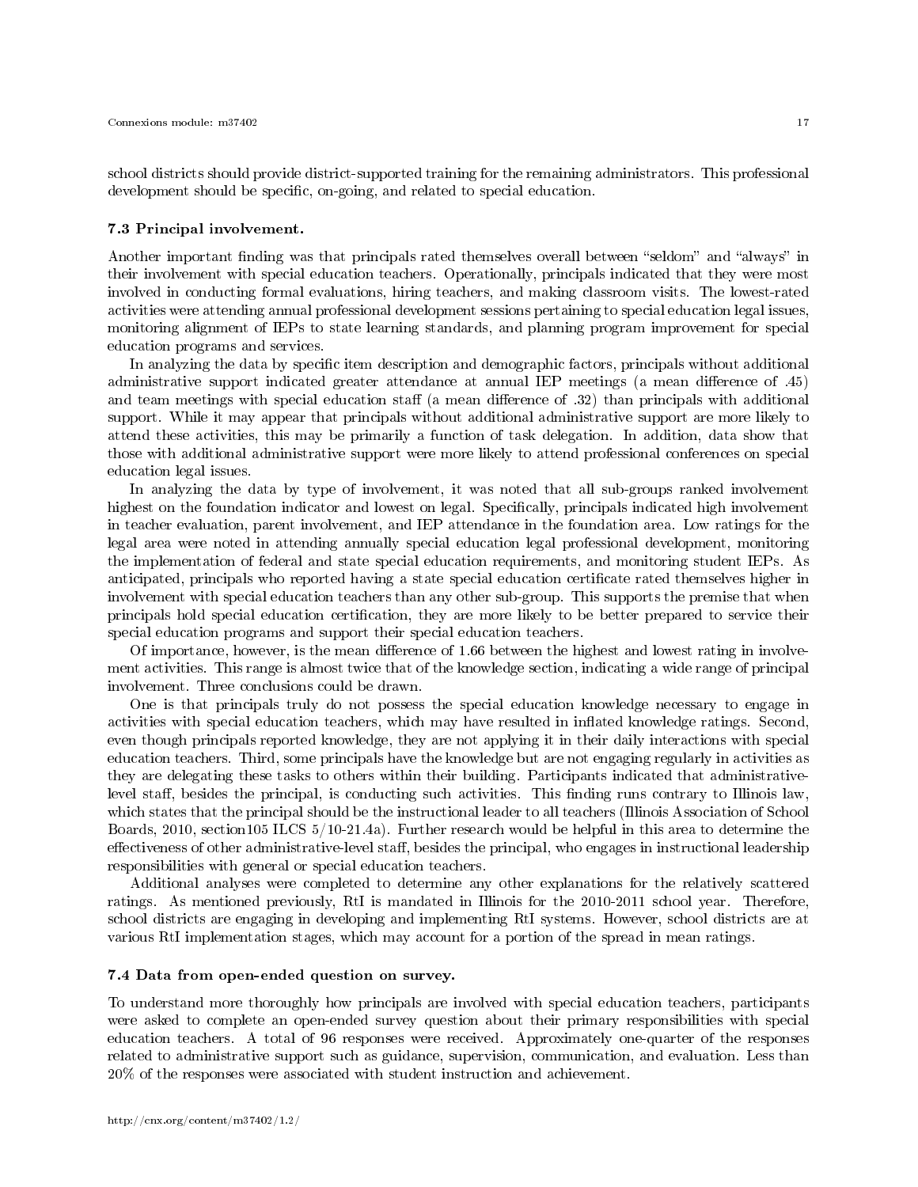school districts should provide district-supported training for the remaining administrators. This professional development should be specific, on-going, and related to special education.

### 7.3 Principal involvement.

Another important finding was that principals rated themselves overall between "seldom" and "always" in their involvement with special education teachers. Operationally, principals indicated that they were most involved in conducting formal evaluations, hiring teachers, and making classroom visits. The lowest-rated activities were attending annual professional development sessions pertaining to special education legal issues, monitoring alignment of IEPs to state learning standards, and planning program improvement for special education programs and services.

In analyzing the data by specific item description and demographic factors, principals without additional administrative support indicated greater attendance at annual IEP meetings (a mean difference of .45) and team meetings with special education staff (a mean difference of .32) than principals with additional support. While it may appear that principals without additional administrative support are more likely to attend these activities, this may be primarily a function of task delegation. In addition, data show that those with additional administrative support were more likely to attend professional conferences on special education legal issues.

In analyzing the data by type of involvement, it was noted that all sub-groups ranked involvement highest on the foundation indicator and lowest on legal. Specifically, principals indicated high involvement in teacher evaluation, parent involvement, and IEP attendance in the foundation area. Low ratings for the legal area were noted in attending annually special education legal professional development, monitoring the implementation of federal and state special education requirements, and monitoring student IEPs. As anticipated, principals who reported having a state special education certificate rated themselves higher in involvement with special education teachers than any other sub-group. This supports the premise that when principals hold special education certification, they are more likely to be better prepared to service their special education programs and support their special education teachers.

Of importance, however, is the mean difference of 1.66 between the highest and lowest rating in involvement activities. This range is almost twice that of the knowledge section, indicating a wide range of principal involvement. Three conclusions could be drawn.

One is that principals truly do not possess the special education knowledge necessary to engage in activities with special education teachers, which may have resulted in inflated knowledge ratings. Second, even though principals reported knowledge, they are not applying it in their daily interactions with special education teachers. Third, some principals have the knowledge but are not engaging regularly in activities as they are delegating these tasks to others within their building. Participants indicated that administrative-level staff, besides the principal, is conducting such activities. This finding runs contrary to Illinois law, which states that the principal should be the instructional leader to all teachers (Illinois Association of School Boards, 2010, section105 ILCS 5/10-21.4a). Further research would be helpful in this area to determine the effectiveness of other administrative-level staff, besides the principal, who engages in instructional leadership responsibilities with general or special education teachers.

Additional analyses were completed to determine any other explanations for the relatively scattered ratings. As mentioned previously, RtI is mandated in Illinois for the 2010-2011 school year. Therefore, school districts are engaging in developing and implementing RtI systems. However, school districts are at various RtI implementation stages, which may account for a portion of the spread in mean ratings.

### 7.4 Data from open-ended question on survey.

To understand more thoroughly how principals are involved with special education teachers, participants were asked to complete an open-ended survey question about their primary responsibilities with special education teachers. A total of 96 responses were received. Approximately one-quarter of the responses related to administrative support such as guidance, supervision, communication, and evaluation. Less than 20% of the responses were associated with student instruction and achievement.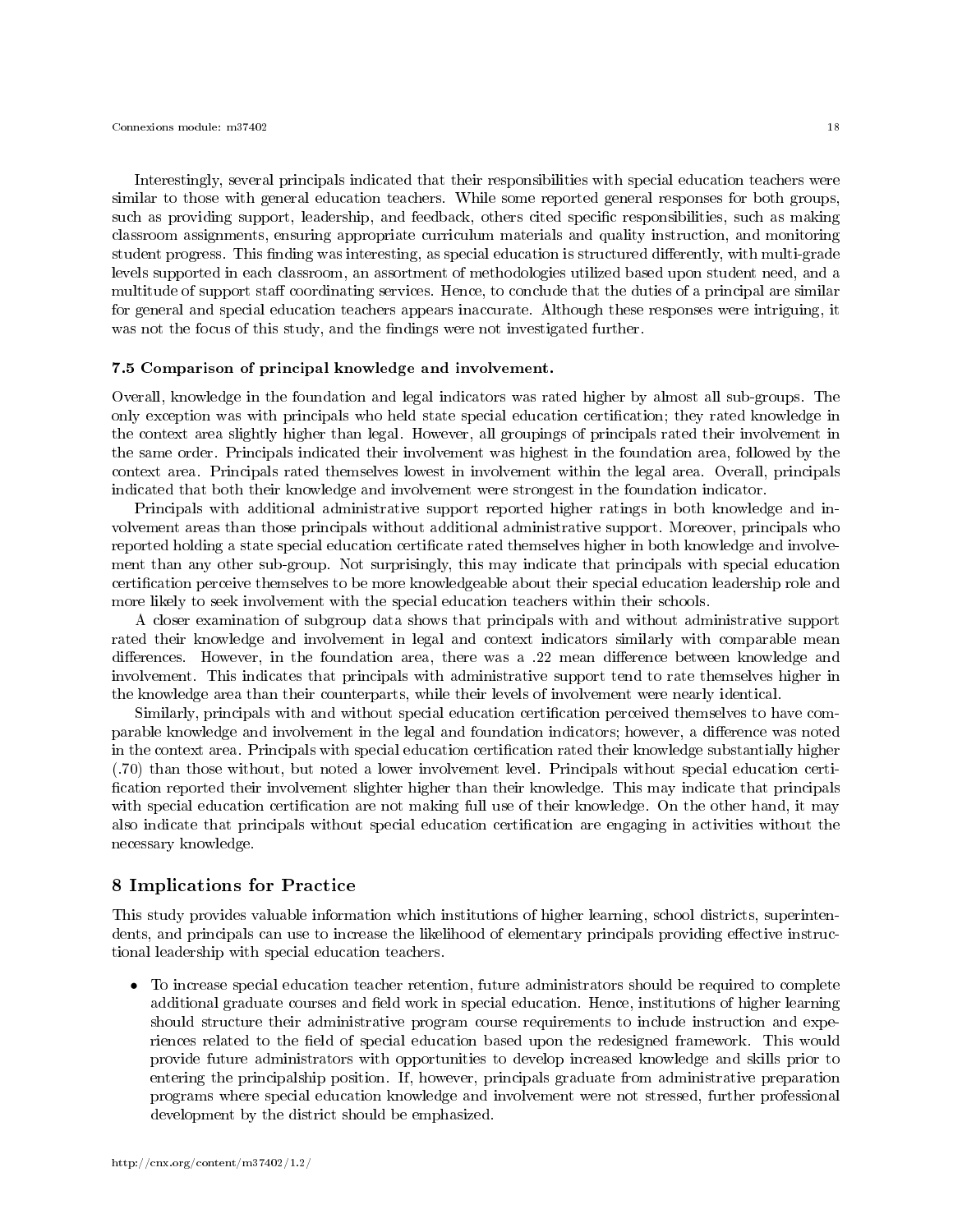Interestingly, several principals indicated that their responsibilities with special education teachers were similar to those with general education teachers. While some reported general responses for both groups, such as providing support, leadership, and feedback, others cited specific responsibilities, such as making classroom assignments, ensuring appropriate curriculum materials and quality instruction, and monitoring student progress. This finding was interesting, as special education is structured differently, with multi-grade levels supported in each classroom, an assortment of methodologies utilized based upon student need, and a multitude of support staff coordinating services. Hence, to conclude that the duties of a principal are similar for general and special education teachers appears inaccurate. Although these responses were intriguing, it was not the focus of this study, and the findings were not investigated further.

### 7.5 Comparison of principal knowledge and involvement.

Overall, knowledge in the foundation and legal indicators was rated higher by almost all sub-groups. The only exception was with principals who held state special education certification; they rated knowledge in the context area slightly higher than legal. However, all groupings of principals rated their involvement in the same order. Principals indicated their involvement was highest in the foundation area, followed by the context area. Principals rated themselves lowest in involvement within the legal area. Overall, principals indicated that both their knowledge and involvement were strongest in the foundation indicator.

Principals with additional administrative support reported higher ratings in both knowledge and involvement areas than those principals without additional administrative support. Moreover, principals who reported holding a state special education certificate rated themselves higher in both knowledge and involvement than any other sub-group. Not surprisingly, this may indicate that principals with special education certification perceive themselves to be more knowledgeable about their special education leadership role and more likely to seek involvement with the special education teachers within their schools.

A closer examination of subgroup data shows that principals with and without administrative support rated their knowledge and involvement in legal and context indicators similarly with comparable mean differences. However, in the foundation area, there was a .22 mean difference between knowledge and involvement. This indicates that principals with administrative support tend to rate themselves higher in the knowledge area than their counterparts, while their levels of involvement were nearly identical.

Similarly, principals with and without special education certification perceived themselves to have comparable knowledge and involvement in the legal and foundation indicators; however, a difference was noted in the context area. Principals with special education certification rated their knowledge substantially higher (.70) than those without, but noted a lower involvement level. Principals without special education certification reported their involvement slighter higher than their knowledge. This may indicate that principals with special education certification are not making full use of their knowledge. On the other hand, it may also indicate that principals without special education certification are engaging in activities without the necessary knowledge.

## 8 Implications for Practice

This study provides valuable information which institutions of higher learning, school districts, superintendents, and principals can use to increase the likelihood of elementary principals providing effective instructional leadership with special education teachers.

- To increase special education teacher retention, future administrators should be required to complete additional graduate courses and field work in special education. Hence, institutions of higher learning should structure their administrative program course requirements to include instruction and experiences related to the field of special education based upon the redesigned framework. This would provide future administrators with opportunities to develop increased knowledge and skills prior to entering the principalship position. If, however, principals graduate from administrative preparation programs where special education knowledge and involvement were not stressed, further professional development by the district should be emphasized.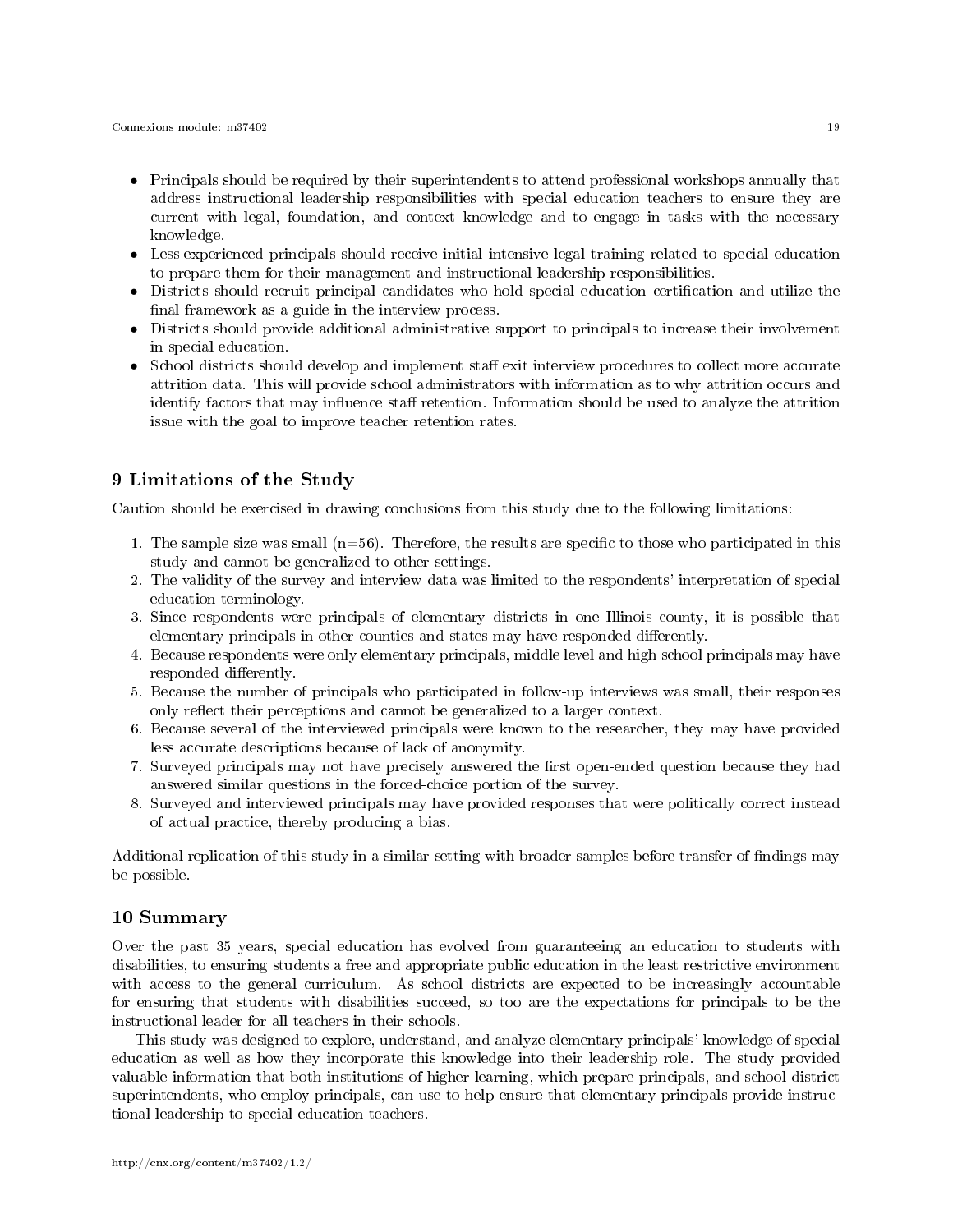- Principals should be required by their superintendents to attend professional workshops annually that address instructional leadership responsibilities with special education teachers to ensure they are current with legal, foundation, and context knowledge and to engage in tasks with the necessary knowledge.
- Less-experienced principals should receive initial intensive legal training related to special education to prepare them for their management and instructional leadership responsibilities.
- Districts should recruit principal candidates who hold special education certification and utilize the final framework as a guide in the interview process.
- Districts should provide additional administrative support to principals to increase their involvement in special education.
- School districts should develop and implement staff exit interview procedures to collect more accurate attrition data. This will provide school administrators with information as to why attrition occurs and identify factors that may influence staff retention. Information should be used to analyze the attrition issue with the goal to improve teacher retention rates.

## 9 Limitations of the Study

Caution should be exercised in drawing conclusions from this study due to the following limitations:

1. The sample size was small (n=56). Therefore, the results are specific to those who participated in this study and cannot be generalized to other settings.
2. The validity of the survey and interview data was limited to the respondents' interpretation of special education terminology.
3. Since respondents were principals of elementary districts in one Illinois county, it is possible that elementary principals in other counties and states may have responded differently.
4. Because respondents were only elementary principals, middle level and high school principals may have responded differently.
5. Because the number of principals who participated in follow-up interviews was small, their responses only reflect their perceptions and cannot be generalized to a larger context.
6. Because several of the interviewed principals were known to the researcher, they may have provided less accurate descriptions because of lack of anonymity.
7. Surveyed principals may not have precisely answered the first open-ended question because they had answered similar questions in the forced-choice portion of the survey.
8. Surveyed and interviewed principals may have provided responses that were politically correct instead of actual practice, thereby producing a bias.

Additional replication of this study in a similar setting with broader samples before transfer of findings may be possible.

## 10 Summary

Over the past 35 years, special education has evolved from guaranteeing an education to students with disabilities, to ensuring students a free and appropriate public education in the least restrictive environment with access to the general curriculum. As school districts are expected to be increasingly accountable for ensuring that students with disabilities succeed, so too are the expectations for principals to be the instructional leader for all teachers in their schools.

This study was designed to explore, understand, and analyze elementary principals' knowledge of special education as well as how they incorporate this knowledge into their leadership role. The study provided valuable information that both institutions of higher learning, which prepare principals, and school district superintendents, who employ principals, can use to help ensure that elementary principals provide instructional leadership to special education teachers.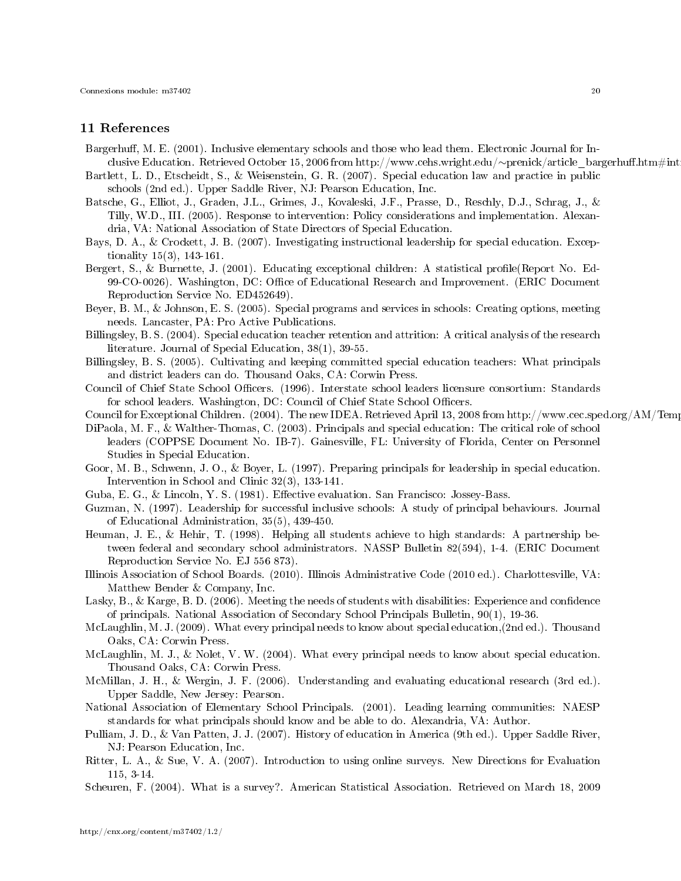## 11 References

Bargerhuff, M. E. (2001). Inclusive elementary schools and those who lead them. Electronic Journal for Inclusive Education. Retrieved October 15, 2006 from http://www.cehs.wright.edu/~prenick/article_bargerhuff.htm#int

Bartlett, L. D., Etscheidt, S., & Weisenstein, G. R. (2007). Special education law and practice in public schools (2nd ed.). Upper Saddle River, NJ: Pearson Education, Inc.

Batsche, G., Elliot, J., Graden, J.L., Grimes, J., Kovaleski, J.F., Prasse, D., Reschly, D.J., Schrag, J., & Tilly, W.D., III. (2005). Response to intervention: Policy considerations and implementation. Alexandria, VA: National Association of State Directors of Special Education.

Bays, D. A., & Crockett, J. B. (2007). Investigating instructional leadership for special education. Exceptionality 15(3), 143-161.

Bergert, S., & Burnette, J. (2001). Educating exceptional children: A statistical profile(Report No. Ed-99-CO-0026). Washington, DC: Office of Educational Research and Improvement. (ERIC Document Reproduction Service No. ED452649).

Beyer, B. M., & Johnson, E. S. (2005). Special programs and services in schools: Creating options, meeting needs. Lancaster, PA: Pro Active Publications.

Billingsley, B. S. (2004). Special education teacher retention and attrition: A critical analysis of the research literature. Journal of Special Education, 38(1), 39-55.

Billingsley, B. S. (2005). Cultivating and keeping committed special education teachers: What principals and district leaders can do. Thousand Oaks, CA: Corwin Press.

Council of Chief State School Officers. (1996). Interstate school leaders licensure consortium: Standards for school leaders. Washington, DC: Council of Chief State School Officers.

Council for Exceptional Children. (2004). The new IDEA. Retrieved April 13, 2008 from http://www.cec.sped.org/AM/Temp

DiPaola, M. F., & Walther-Thomas, C. (2003). Principals and special education: The critical role of school leaders (COPPSE Document No. IB-7). Gainesville, FL: University of Florida, Center on Personnel Studies in Special Education.

Goor, M. B., Schwenn, J. O., & Boyer, L. (1997). Preparing principals for leadership in special education. Intervention in School and Clinic 32(3), 133-141.

Guba, E. G., & Lincoln, Y. S. (1981). Effective evaluation. San Francisco: Jossey-Bass.

Guzman, N. (1997). Leadership for successful inclusive schools: A study of principal behaviours. Journal of Educational Administration, 35(5), 439-450.

Heuman, J. E., & Hehir, T. (1998). Helping all students achieve to high standards: A partnership between federal and secondary school administrators. NASSP Bulletin 82(594), 1-4. (ERIC Document Reproduction Service No. EJ 556 873).

Illinois Association of School Boards. (2010). Illinois Administrative Code (2010 ed.). Charlottesville, VA: Matthew Bender & Company, Inc.

Lasky, B., & Karge, B. D. (2006). Meeting the needs of students with disabilities: Experience and confidence of principals. National Association of Secondary School Principals Bulletin, 90(1), 19-36.

McLaughlin, M. J. (2009). What every principal needs to know about special education,(2nd ed.). Thousand Oaks, CA: Corwin Press.

McLaughlin, M. J., & Nolet, V. W. (2004). What every principal needs to know about special education. Thousand Oaks, CA: Corwin Press.

McMillan, J. H., & Wergin, J. F. (2006). Understanding and evaluating educational research (3rd ed.). Upper Saddle, New Jersey: Pearson.

National Association of Elementary School Principals. (2001). Leading learning communities: NAESP standards for what principals should know and be able to do. Alexandria, VA: Author.

Pulliam, J. D., & Van Patten, J. J. (2007). History of education in America (9th ed.). Upper Saddle River, NJ: Pearson Education, Inc.

Ritter, L. A., & Sue, V. A. (2007). Introduction to using online surveys. New Directions for Evaluation 115, 3-14.

Scheuren, F. (2004). What is a survey?. American Statistical Association. Retrieved on March 18, 2009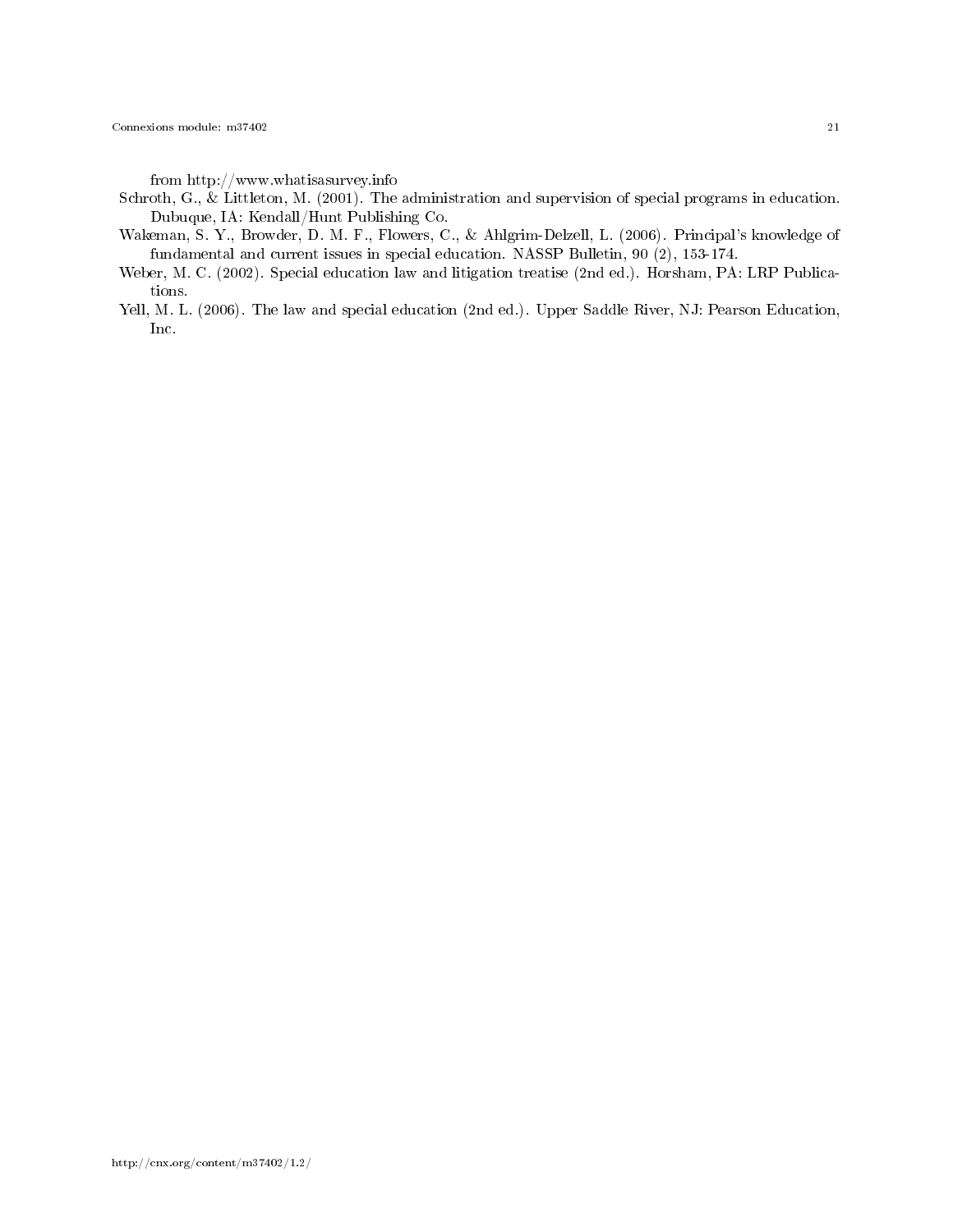from http://www.whatisasurvey.info

Schroth, G., & Littleton, M. (2001). The administration and supervision of special programs in education. Dubuque, IA: Kendall/Hunt Publishing Co.

Wakeman, S. Y., Browder, D. M. F., Flowers, C., & Ahlgrim-Delzell, L. (2006). Principal's knowledge of fundamental and current issues in special education. NASSP Bulletin, 90 (2), 153-174.

Weber, M. C. (2002). Special education law and litigation treatise (2nd ed.). Horsham, PA: LRP Publications.

Yell, M. L. (2006). The law and special education (2nd ed.). Upper Saddle River, NJ: Pearson Education, Inc.